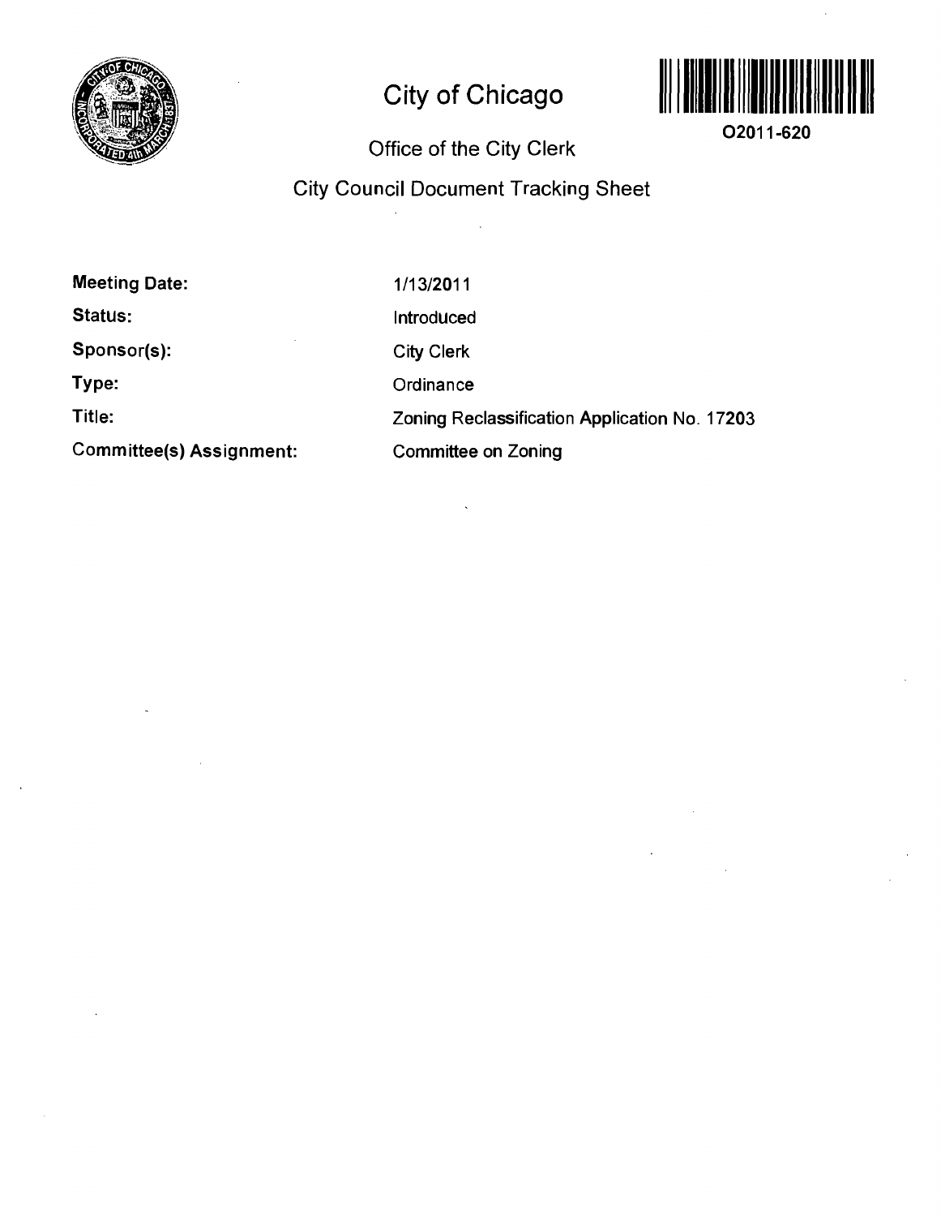# City of Chicago

O2011-620

## Office of the City Clerk

## City Council Document Tracking Sheet

| | |
|---|---|
| **Meeting Date:** | 1/13/2011 |
| **Status:** | Introduced |
| **Sponsor(s):** | City Clerk |
| **Type:** | Ordinance |
| **Title:** | Zoning Reclassification Application No. 17203 |
| **Committee(s) Assignment:** | Committee on Zoning |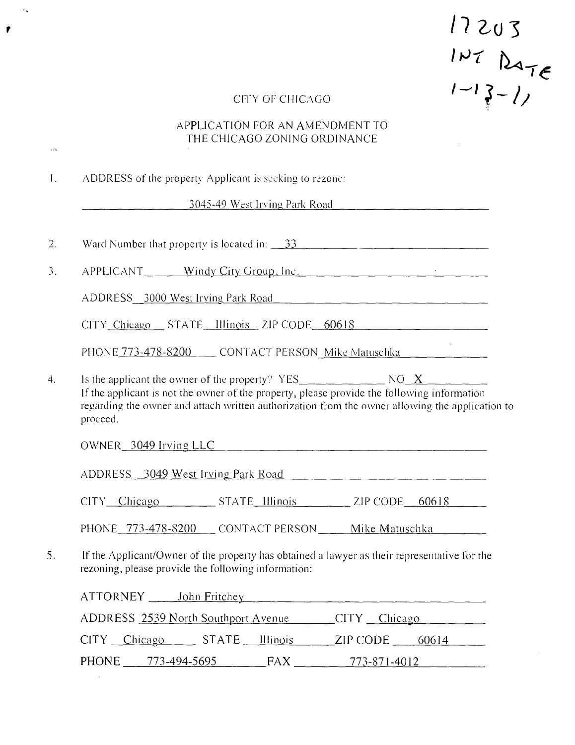17203
INT DATE
1-13-11

CITY OF CHICAGO

APPLICATION FOR AN AMENDMENT TO
THE CHICAGO ZONING ORDINANCE

1. ADDRESS of the property Applicant is seeking to rezone:

   3045-49 West Irving Park Road

2. Ward Number that property is located in: 33

3. APPLICANT Windy City Group, Inc.

   ADDRESS 3000 West Irving Park Road

   CITY Chicago STATE Illinois ZIP CODE 60618

   PHONE 773-478-8200 CONTACT PERSON Mike Matuschka

4. Is the applicant the owner of the property? YES_____ NO X

   If the applicant is not the owner of the property, please provide the following information regarding the owner and attach written authorization from the owner allowing the application to proceed.

   OWNER 3049 Irving LLC

   ADDRESS 3049 West Irving Park Road

   CITY Chicago STATE Illinois ZIP CODE 60618

   PHONE 773-478-8200 CONTACT PERSON Mike Matuschka

5. If the Applicant/Owner of the property has obtained a lawyer as their representative for the rezoning, please provide the following information:

   ATTORNEY John Fritchey

   ADDRESS 2539 North Southport Avenue CITY Chicago

   CITY Chicago STATE Illinois ZIP CODE 60614

   PHONE 773-494-5695 FAX 773-871-4012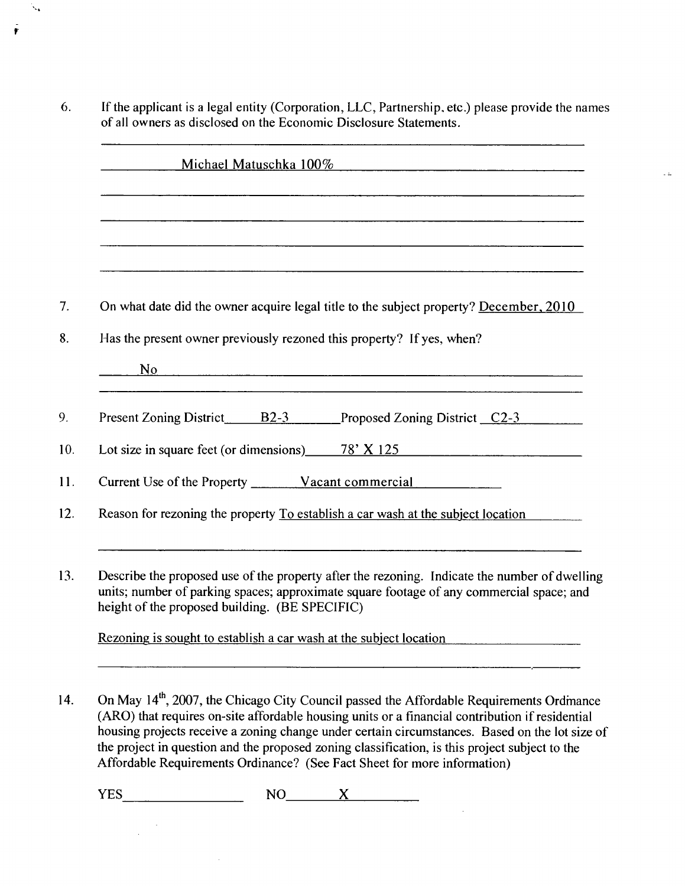6. If the applicant is a legal entity (Corporation, LLC, Partnership, etc.) please provide the names of all owners as disclosed on the Economic Disclosure Statements.

   Michael Matuschka 100%

7. On what date did the owner acquire legal title to the subject property? December, 2010

8. Has the present owner previously rezoned this property? If yes, when?

   No

9. Present Zoning District B2-3 Proposed Zoning District C2-3

10. Lot size in square feet (or dimensions) 78' X 125

11. Current Use of the Property Vacant commercial

12. Reason for rezoning the property To establish a car wash at the subject location

13. Describe the proposed use of the property after the rezoning. Indicate the number of dwelling units; number of parking spaces; approximate square footage of any commercial space; and height of the proposed building. (BE SPECIFIC)

    Rezoning is sought to establish a car wash at the subject location

14. On May 14th, 2007, the Chicago City Council passed the Affordable Requirements Ordinance (ARO) that requires on-site affordable housing units or a financial contribution if residential housing projects receive a zoning change under certain circumstances. Based on the lot size of the project in question and the proposed zoning classification, is this project subject to the Affordable Requirements Ordinance? (See Fact Sheet for more information)

    YES \_\_\_\_\_\_\_\_ NO X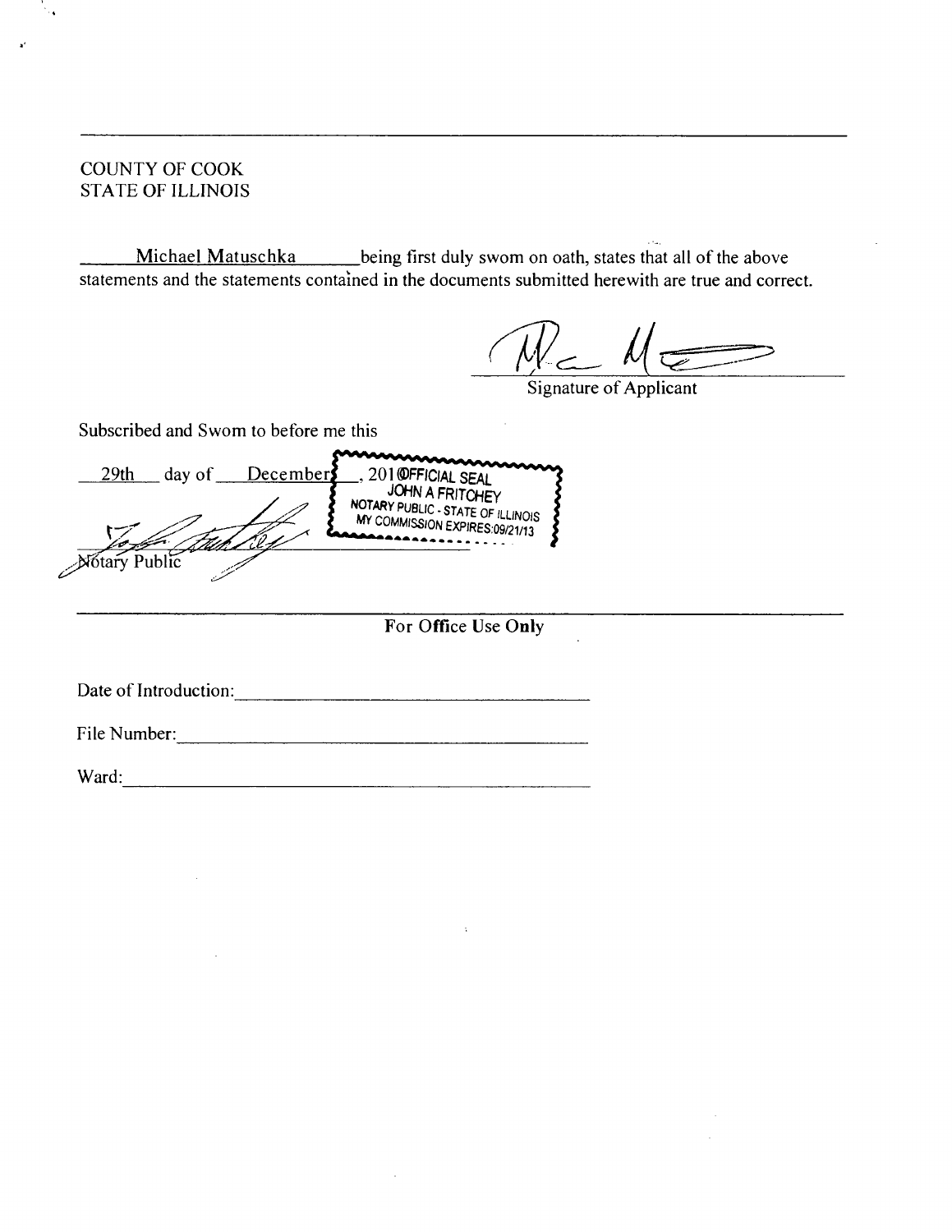---

COUNTY OF COOK
STATE OF ILLINOIS

Michael Matuschka being first duly swom on oath, states that all of the above statements and the statements contained in the documents submitted herewith are true and correct.

Signature of Applicant

Subscribed and Swom to before me this

29th day of December, 201

OFFICIAL SEAL
JOHN A FRITCHEY
NOTARY PUBLIC - STATE OF ILLINOIS
MY COMMISSION EXPIRES:09/21/13

Notary Public

---

**For Office Use Only**

Date of Introduction: ______________________

File Number: ______________________

Ward: ______________________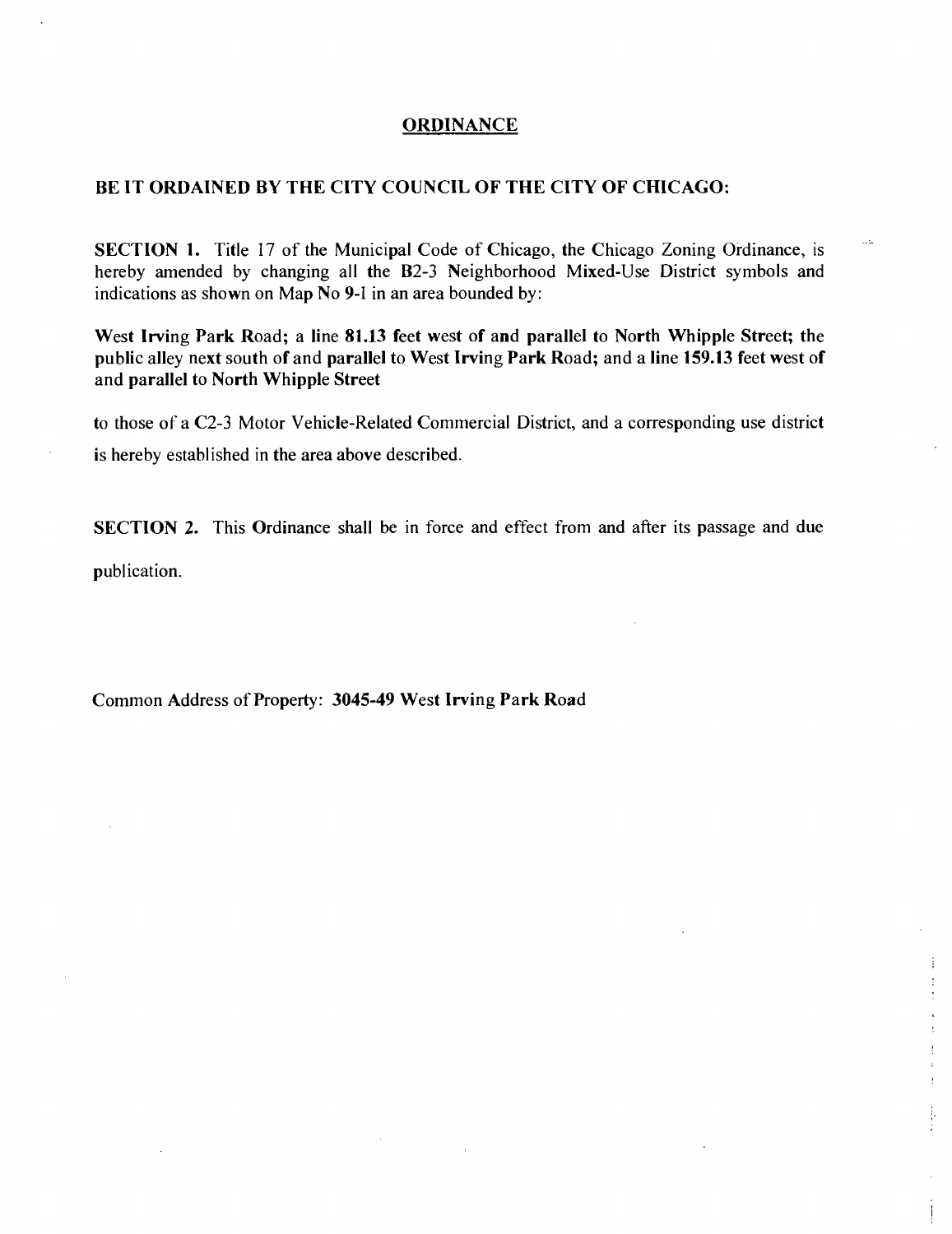# ORDINANCE

**BE IT ORDAINED BY THE CITY COUNCIL OF THE CITY OF CHICAGO:**

**SECTION 1.** Title 17 of the Municipal Code of Chicago, the Chicago Zoning Ordinance, is hereby amended by changing all the B2-3 Neighborhood Mixed-Use District symbols and indications as shown on Map No 9-I in an area bounded by:

**West Irving Park Road; a line 81.13 feet west of and parallel to North Whipple Street; the public alley next south of and parallel to West Irving Park Road; and a line 159.13 feet west of and parallel to North Whipple Street**

to those of a C2-3 Motor Vehicle-Related Commercial District, and a corresponding use district is hereby established in the area above described.

**SECTION 2.** This Ordinance shall be in force and effect from and after its passage and due publication.

Common Address of Property: **3045-49 West Irving Park Road**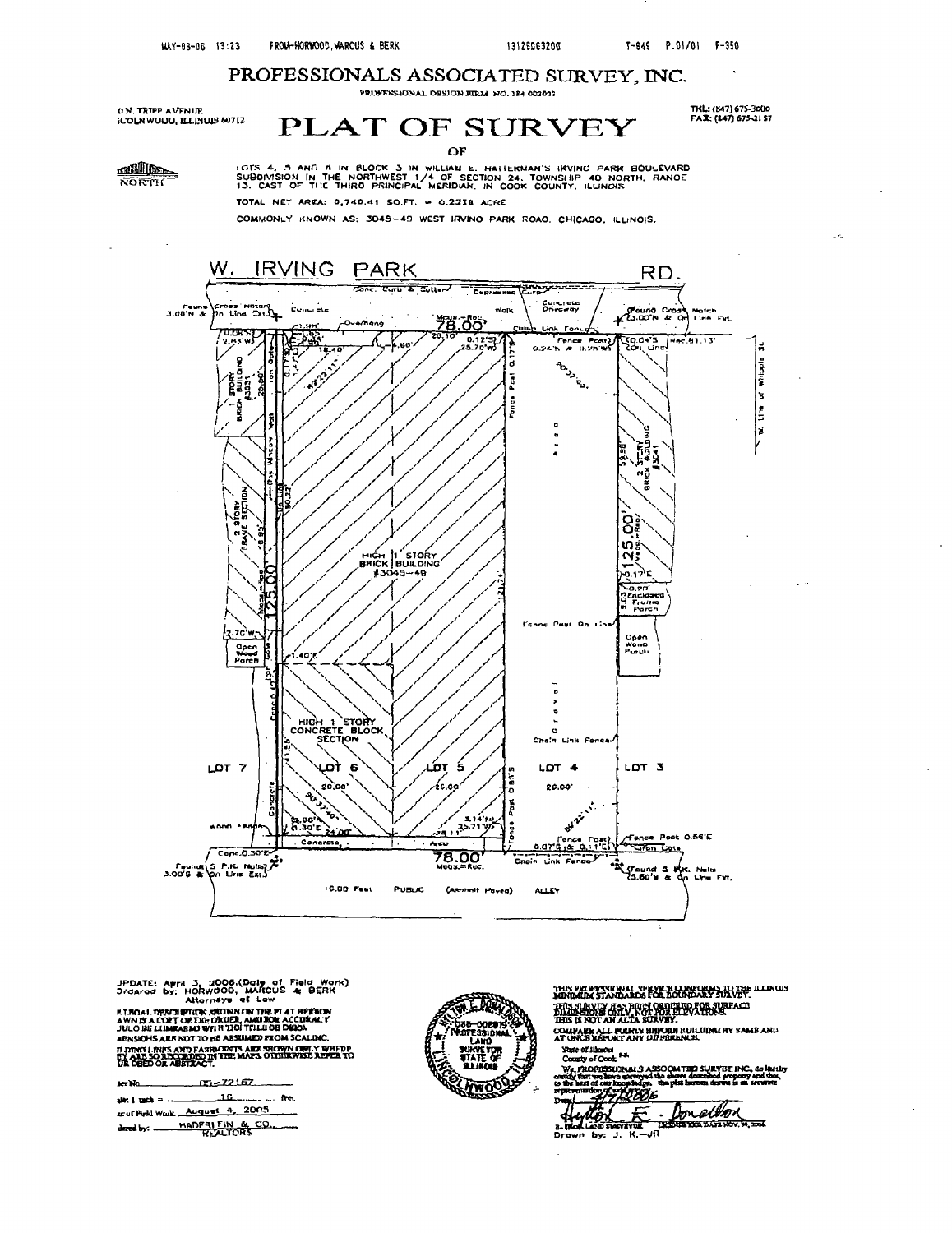# PROFESSIONALS ASSOCIATED SURVEY, INC.

PROFESSIONAL DESIGN FIRM NO. 184-002023

O N. TRIPP AVENUE
LINCOLNWOOD, ILLINOIS 60712

TEL: (847) 675-3000
FAX: (847) 675-2157

# PLAT OF SURVEY

OF

NORTH

LOTS 4, 5 AND 6 IN BLOCK 3 IN WILLIAM E. HATTERMAN'S IRVING PARK BOULEVARD SUBDIVISION IN THE NORTHWEST 1/4 OF SECTION 24, TOWNSHIP 40 NORTH, RANGE 13, EAST OF THE THIRD PRINCIPAL MERIDIAN, IN COOK COUNTY, ILLINOIS.

TOTAL NET AREA: 9,740.41 SQ.FT. = 0.2236 ACRE

COMMONLY KNOWN AS: 3045-49 WEST IRVING PARK ROAD, CHICAGO, ILLINOIS.

W. IRVING PARK RD.

Conc. Curb & Gutter — Depressed Curb — Concrete Driveway — Concrete Walk

Found Cross Notch 3.00'N & On Line Ext.

Found Cross Notch 3.00'N & On Line Ext.

78.00' Meas.=Rec.

Chain Link Fence — Fence Post 0.24'N & 0.25'W — Overhang — 0.12'S 25.70'W — 0.17'E — (0.04'S Rec. 81.13' On Line)

1 STORY BRICK BUILDING #3031 — Iron Gate — Dry Window Walk — 2 STORY FRAME SECTION — 2.70'W — Open Wood Porch

HIGH 1 STORY BRICK BUILDING #3045-49

HIGH 1 STORY CONCRETE BLOCK SECTION

2 STORY BRICK BUILDING #3041 — 59.98' — 0.17'E — 0.20' — Enclosed Frame Porch — Open Wood Porch

125.00' Meas.=Rec. — 125.00' Meas.=Rec.

Fence Post On Line — Gravel — Chain Link Fence — W. Line of Whipple St.

LOT 7 — LOT 6 — LOT 5 — LOT 4 — LOT 3

20.00' — 20.00' — 20.00'

Wood Fence — 0.06'N 0.30'E — 24.00' — Concrete — Area — 3.14'N 35.71'W — Fence Post 0.07'S & 0.1'E — Fence Post 0.56'E — Iron Gate

Conc. 0.30'E

Found 5 P.K. Nails 3.00'S & On Line Ext.

78.00' Meas.=Rec.

Chain Link Fence

Found 5 P.K. Nails 3.60'S & On Line Ext.

10.00 Feet PUBLIC (Asphalt Paved) ALLEY

UPDATE: April 3, 2006 (Date of Field Work)
Ordered by: HORWOOD, MARCUS & BERK Attorneys at Law

ALL LEGAL DESCRIPTION SHOWN ON THE PLAT HEREON DRAWN IS A COPY OF THE ORDER, AND FOR ACCURACY SHOULD BE COMPARED WITH TITLE OR DEED.

DIMENSIONS ARE NOT TO BE ASSUMED FROM SCALING.

BUILDING LINES AND EASEMENTS ARE SHOWN ONLY WHERE THEY ARE SO RECORDED IN THE MAPS, OTHERWISE REFER TO YOUR DEED OR ABSTRACT.

Order No. 05-72167

Scale: 1 inch = 16 feet.

Date of Field Work August 4, 2005

Ordered by: HADERLEIN & CO. REALTORS

THIS PROFESSIONAL SERVICE CONFORMS TO THE ILLINOIS MINIMUM STANDARDS FOR BOUNDARY SURVEY.

THIS SURVEY HAS BEEN ORDERED FOR SURFACE DIMENSIONS ONLY, NOT FOR ELEVATIONS.
THIS IS NOT AN ALTA SURVEY.

COMPARE ALL POINTS BEFORE BUILDING BY SAME AND AT ONCE REPORT ANY DIFFERENCES.

State of Illinois
County of Cook ss.

We, PROFESSIONALS ASSOCIATED SURVEY INC., do hereby certify that we have surveyed the above described property and that, to the best of our knowledge, the plat hereon drawn is an accurate representation of said survey.

Date 4/7/2006

Hylton E. Donaldson
Ill. Prof. Land Surveyor — License Exp. Date Nov. 30, 2006

Drawn by: J. K.—JR

PROFESSIONAL LAND SURVEYOR STATE OF ILLINOIS — HYLTON E. DONALDSON 035-002815 — LINCOLNWOOD, ILL.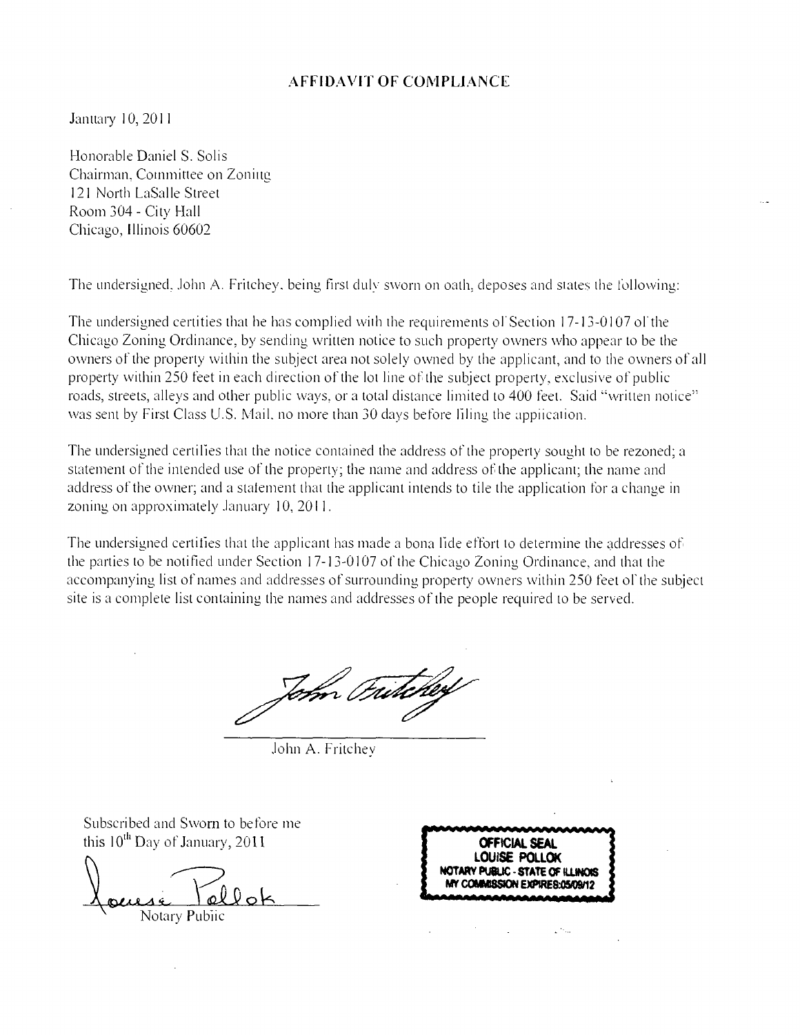## AFFIDAVIT OF COMPLIANCE

January 10, 2011

Honorable Daniel S. Solis
Chairman, Committee on Zoning
121 North LaSalle Street
Room 304 - City Hall
Chicago, Illinois 60602

The undersigned, John A. Fritchey, being first duly sworn on oath, deposes and states the following:

The undersigned certifies that he has complied with the requirements of Section 17-13-0107 of the Chicago Zoning Ordinance, by sending written notice to such property owners who appear to be the owners of the property within the subject area not solely owned by the applicant, and to the owners of all property within 250 feet in each direction of the lot line of the subject property, exclusive of public roads, streets, alleys and other public ways, or a total distance limited to 400 feet. Said "written notice" was sent by First Class U.S. Mail, no more than 30 days before filing the application.

The undersigned certifies that the notice contained the address of the property sought to be rezoned; a statement of the intended use of the property; the name and address of the applicant; the name and address of the owner; and a statement that the applicant intends to file the application for a change in zoning on approximately January 10, 2011.

The undersigned certifies that the applicant has made a bona fide effort to determine the addresses of the parties to be notified under Section 17-13-0107 of the Chicago Zoning Ordinance, and that the accompanying list of names and addresses of surrounding property owners within 250 feet of the subject site is a complete list containing the names and addresses of the people required to be served.

John Fritchey

John A. Fritchey

Subscribed and Sworn to before me
this 10th Day of January, 2011

Louise Pollok
Notary Public

OFFICIAL SEAL
LOUISE POLLOK
NOTARY PUBLIC - STATE OF ILLINOIS
MY COMMISSION EXPIRES:05/09/12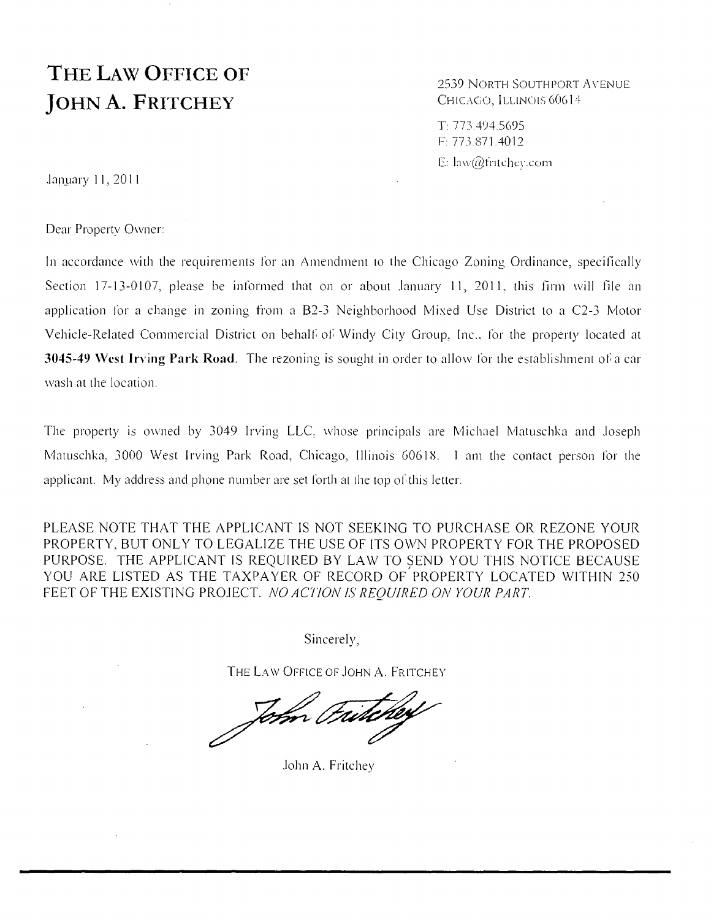# THE LAW OFFICE OF JOHN A. FRITCHEY

2539 NORTH SOUTHPORT AVENUE
CHICAGO, ILLINOIS 60614

T: 773.494.5695
F: 773.871.4012
E: law@fritchey.com

January 11, 2011

Dear Property Owner:

In accordance with the requirements for an Amendment to the Chicago Zoning Ordinance, specifically Section 17-13-0107, please be informed that on or about January 11, 2011, this firm will file an application for a change in zoning from a B2-3 Neighborhood Mixed Use District to a C2-3 Motor Vehicle-Related Commercial District on behalf of Windy City Group, Inc., for the property located at **3045-49 West Irving Park Road**. The rezoning is sought in order to allow for the establishment of a car wash at the location.

The property is owned by 3049 Irving LLC, whose principals are Michael Matuschka and Joseph Matuschka, 3000 West Irving Park Road, Chicago, Illinois 60618. I am the contact person for the applicant. My address and phone number are set forth at the top of this letter.

PLEASE NOTE THAT THE APPLICANT IS NOT SEEKING TO PURCHASE OR REZONE YOUR PROPERTY, BUT ONLY TO LEGALIZE THE USE OF ITS OWN PROPERTY FOR THE PROPOSED PURPOSE. THE APPLICANT IS REQUIRED BY LAW TO SEND YOU THIS NOTICE BECAUSE YOU ARE LISTED AS THE TAXPAYER OF RECORD OF PROPERTY LOCATED WITHIN 250 FEET OF THE EXISTING PROJECT. *NO ACTION IS REQUIRED ON YOUR PART.*

Sincerely,

THE LAW OFFICE OF JOHN A. FRITCHEY

John A. Fritchey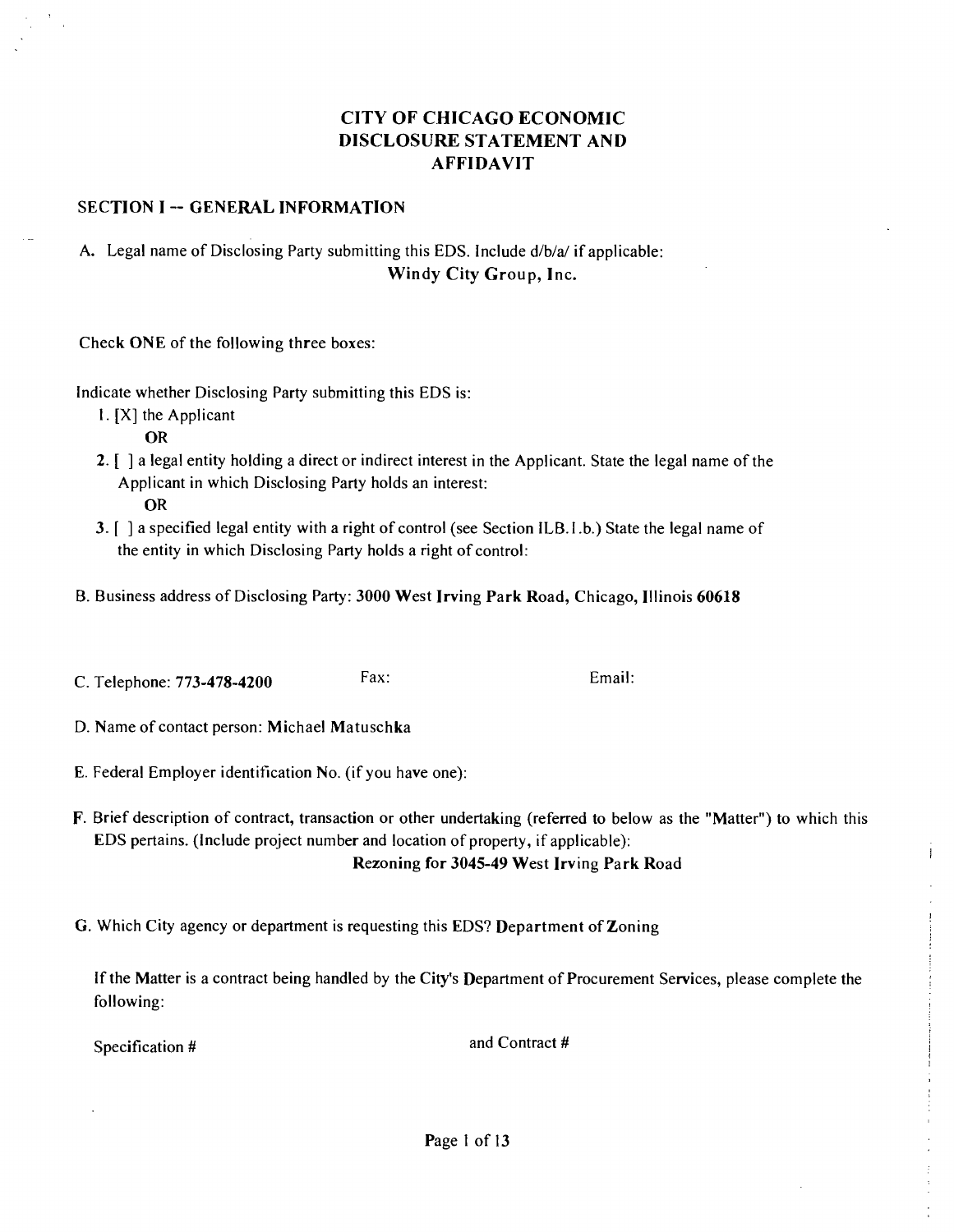# CITY OF CHICAGO ECONOMIC DISCLOSURE STATEMENT AND AFFIDAVIT

## SECTION I -- GENERAL INFORMATION

A. Legal name of Disclosing Party submitting this EDS. Include d/b/a/ if applicable:

Windy City Group, Inc.

Check **ONE** of the following three boxes:

Indicate whether Disclosing Party submitting this EDS is:

1. [X] the Applicant

   **OR**

2. [ ] a legal entity holding a direct or indirect interest in the Applicant. State the legal name of the Applicant in which Disclosing Party holds an interest:

   **OR**

3. [ ] a specified legal entity with a right of control (see Section II.B.1.b.) State the legal name of the entity in which Disclosing Party holds a right of control:

B. Business address of Disclosing Party: **3000 West Irving Park Road, Chicago, Illinois 60618**

C. Telephone: **773-478-4200** Fax: Email:

D. Name of contact person: Michael Matuschka

E. Federal Employer identification No. (if you have one):

F. Brief description of contract, transaction or other undertaking (referred to below as the "Matter") to which this EDS pertains. (Include project number and location of property, if applicable):

**Rezoning for 3045-49 West Irving Park Road**

G. Which City agency or department is requesting this EDS? **Department of Zoning**

If the Matter is a contract being handled by the City's Department of Procurement Services, please complete the following:

Specification # and Contract #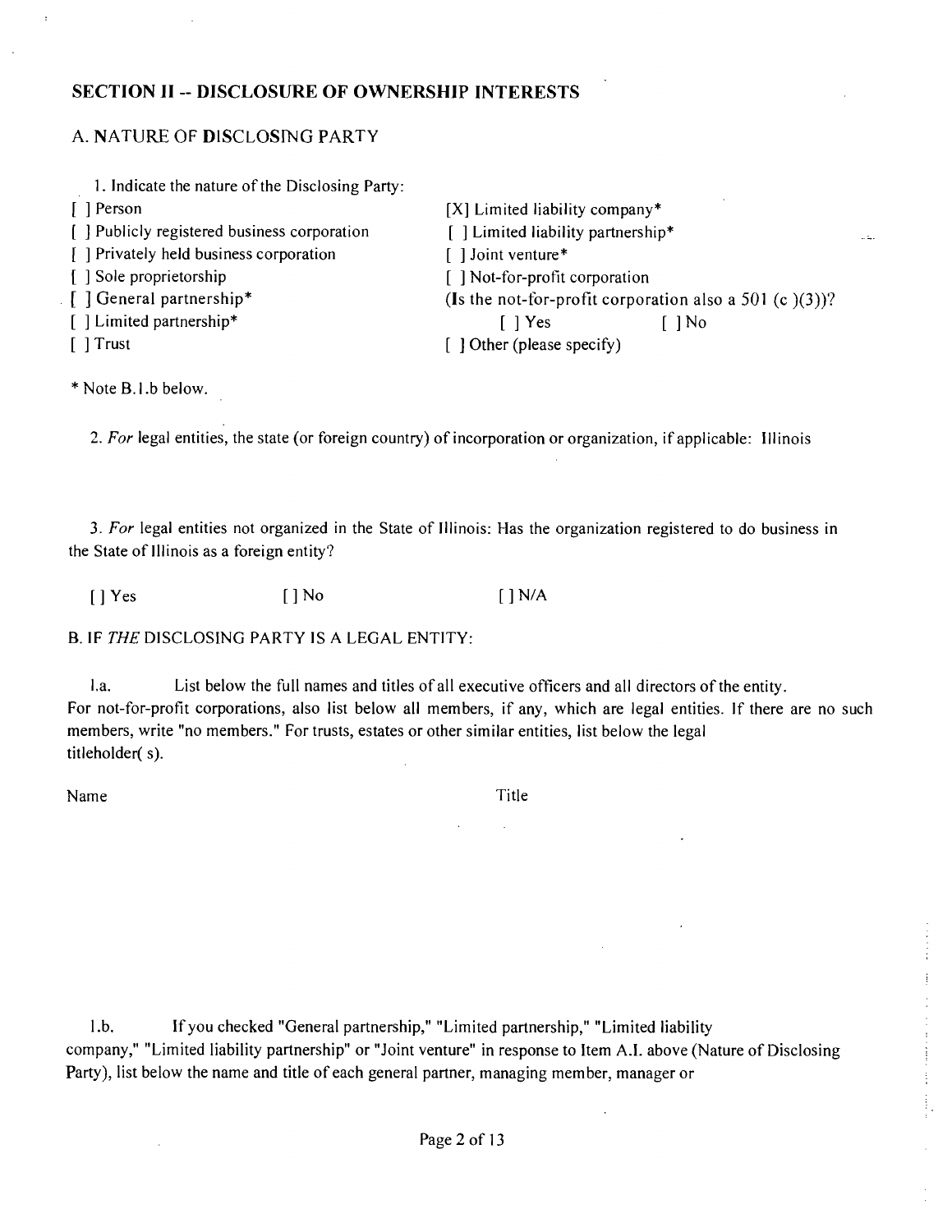## SECTION II -- DISCLOSURE OF OWNERSHIP INTERESTS

### A. NATURE OF DISCLOSING PARTY

1. Indicate the nature of the Disclosing Party:

[ ] Person
[ ] Publicly registered business corporation
[ ] Privately held business corporation
[ ] Sole proprietorship
[ ] General partnership*
[ ] Limited partnership*
[ ] Trust
[X] Limited liability company*
[ ] Limited liability partnership*
[ ] Joint venture*
[ ] Not-for-profit corporation
(Is the not-for-profit corporation also a 501 (c )(3))?
[ ] Yes [ ] No
[ ] Other (please specify)

* Note B.1.b below.

2. *For* legal entities, the state (or foreign country) of incorporation or organization, if applicable: Illinois

3. *For* legal entities not organized in the State of Illinois: Has the organization registered to do business in the State of Illinois as a foreign entity?

[ ] Yes [ ] No [ ] N/A

### B. IF *THE* DISCLOSING PARTY IS A LEGAL ENTITY:

1.a. List below the full names and titles of all executive officers and all directors of the entity. For not-for-profit corporations, also list below all members, if any, which are legal entities. If there are no such members, write "no members." For trusts, estates or other similar entities, list below the legal titleholder( s).

Name Title

1.b. If you checked "General partnership," "Limited partnership," "Limited liability company," "Limited liability partnership" or "Joint venture" in response to Item A.I. above (Nature of Disclosing Party), list below the name and title of each general partner, managing member, manager or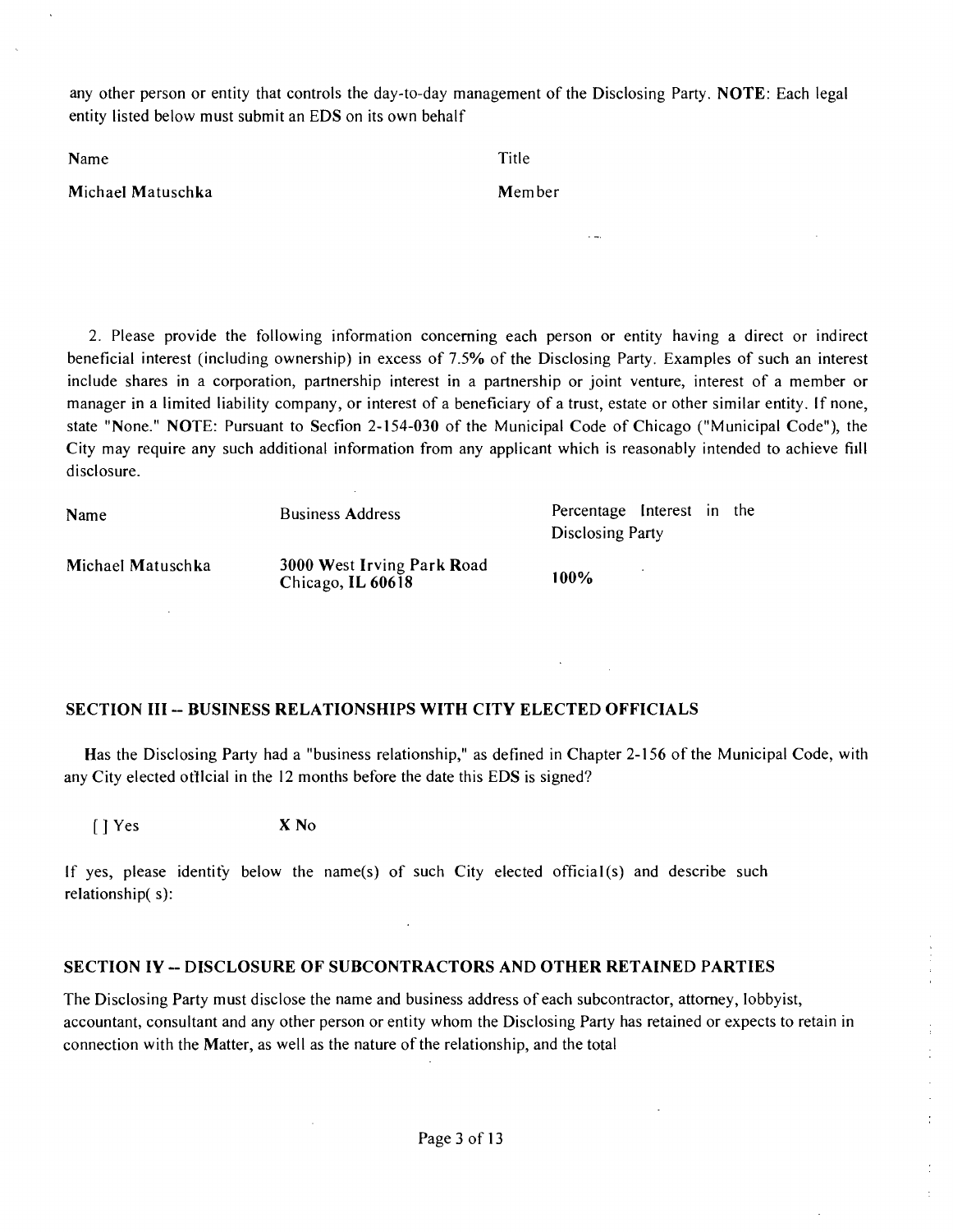any other person or entity that controls the day-to-day management of the Disclosing Party. **NOTE**: Each legal entity listed below must submit an EDS on its own behalf

| Name | Title |
| --- | --- |
| Michael Matuschka | Member |

2. Please provide the following information concerning each person or entity having a direct or indirect beneficial interest (including ownership) in excess of 7.5% of the Disclosing Party. Examples of such an interest include shares in a corporation, partnership interest in a partnership or joint venture, interest of a member or manager in a limited liability company, or interest of a beneficiary of a trust, estate or other similar entity. If none, state "None." **NOTE**: Pursuant to Secfion 2-154-030 of the Municipal Code of Chicago ("Municipal Code"), the City may require any such additional information from any applicant which is reasonably intended to achieve fiill disclosure.

| Name | Business Address | Percentage Interest in the Disclosing Party |
| --- | --- | --- |
| Michael Matuschka | 3000 West Irving Park Road Chicago, IL 60618 | 100% |

## SECTION III -- BUSINESS RELATIONSHIPS WITH CITY ELECTED OFFICIALS

Has the Disclosing Party had a "business relationship," as defined in Chapter 2-156 of the Municipal Code, with any City elected otTlcial in the 12 months before the date this EDS is signed?

[ ] Yes X No

If yes, please identity below the name(s) of such City elected official(s) and describe such relationship( s):

## SECTION IY -- DISCLOSURE OF SUBCONTRACTORS AND OTHER RETAINED PARTIES

The Disclosing Party must disclose the name and business address of each subcontractor, attorney, lobbyist, accountant, consultant and any other person or entity whom the Disclosing Party has retained or expects to retain in connection with the Matter, as well as the nature of the relationship, and the total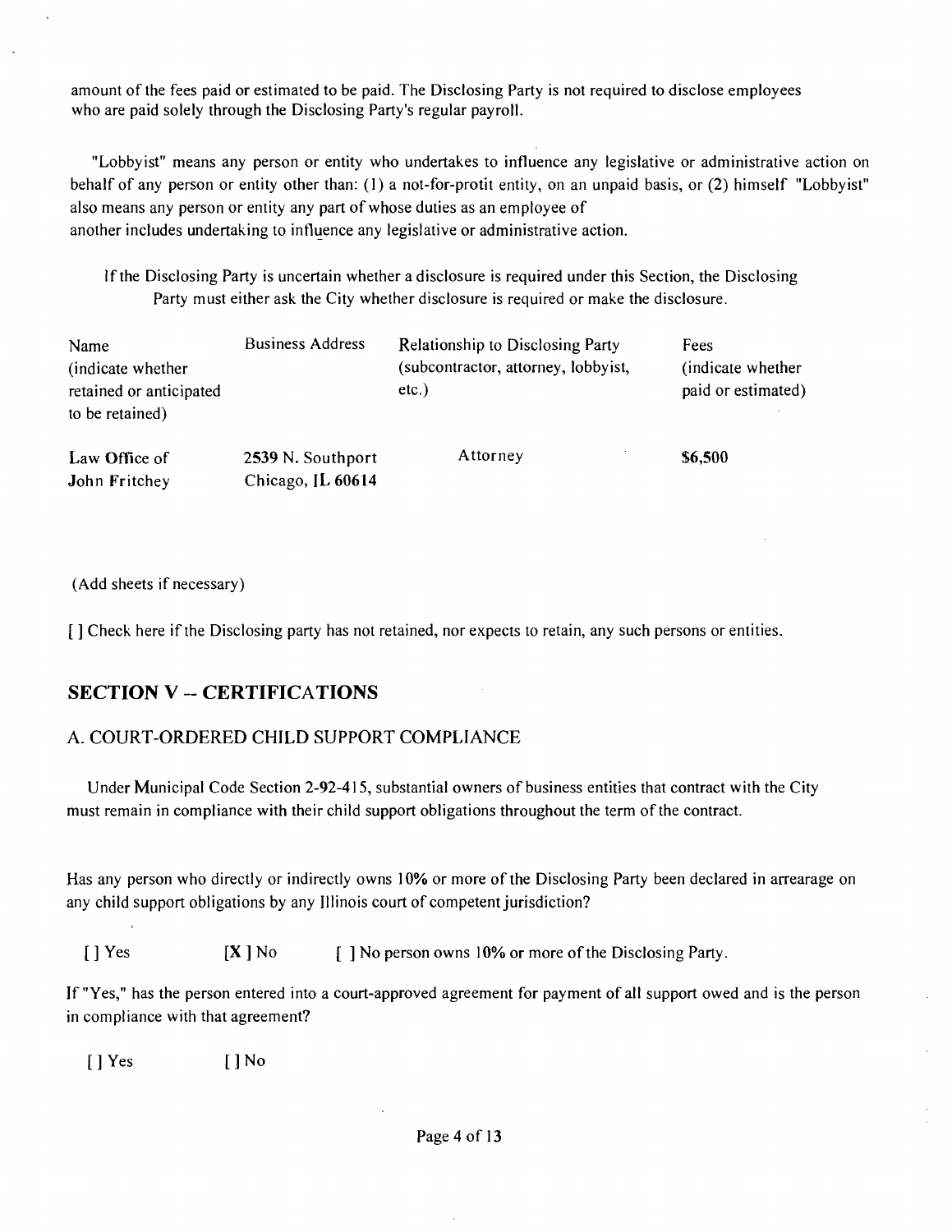amount of the fees paid or estimated to be paid. The Disclosing Party is not required to disclose employees who are paid solely through the Disclosing Party's regular payroll.

"Lobbyist" means any person or entity who undertakes to influence any legislative or administrative action on behalf of any person or entity other than: (1) a not-for-protit entity, on an unpaid basis, or (2) himself "Lobbyist" also means any person or entity any part of whose duties as an employee of another includes undertaking to influence any legislative or administrative action.

If the Disclosing Party is uncertain whether a disclosure is required under this Section, the Disclosing Party must either ask the City whether disclosure is required or make the disclosure.

| Name (indicate whether retained or anticipated to be retained) | Business Address | Relationship to Disclosing Party (subcontractor, attorney, lobbyist, etc.) | Fees (indicate whether paid or estimated) |
|---|---|---|---|
| Law Office of John Fritchey | 2539 N. Southport Chicago, IL 60614 | Attorney | $6,500 |

(Add sheets if necessary)

[ ] Check here if the Disclosing party has not retained, nor expects to retain, any such persons or entities.

## SECTION V -- CERTIFICATIONS

### A. COURT-ORDERED CHILD SUPPORT COMPLIANCE

Under Municipal Code Section 2-92-415, substantial owners of business entities that contract with the City must remain in compliance with their child support obligations throughout the term of the contract.

Has any person who directly or indirectly owns 10% or more of the Disclosing Party been declared in arrearage on any child support obligations by any Illinois court of competent jurisdiction?

[ ] Yes [X] No [ ] No person owns 10% or more of the Disclosing Party.

If "Yes," has the person entered into a court-approved agreement for payment of all support owed and is the person in compliance with that agreement?

[ ] Yes [ ] No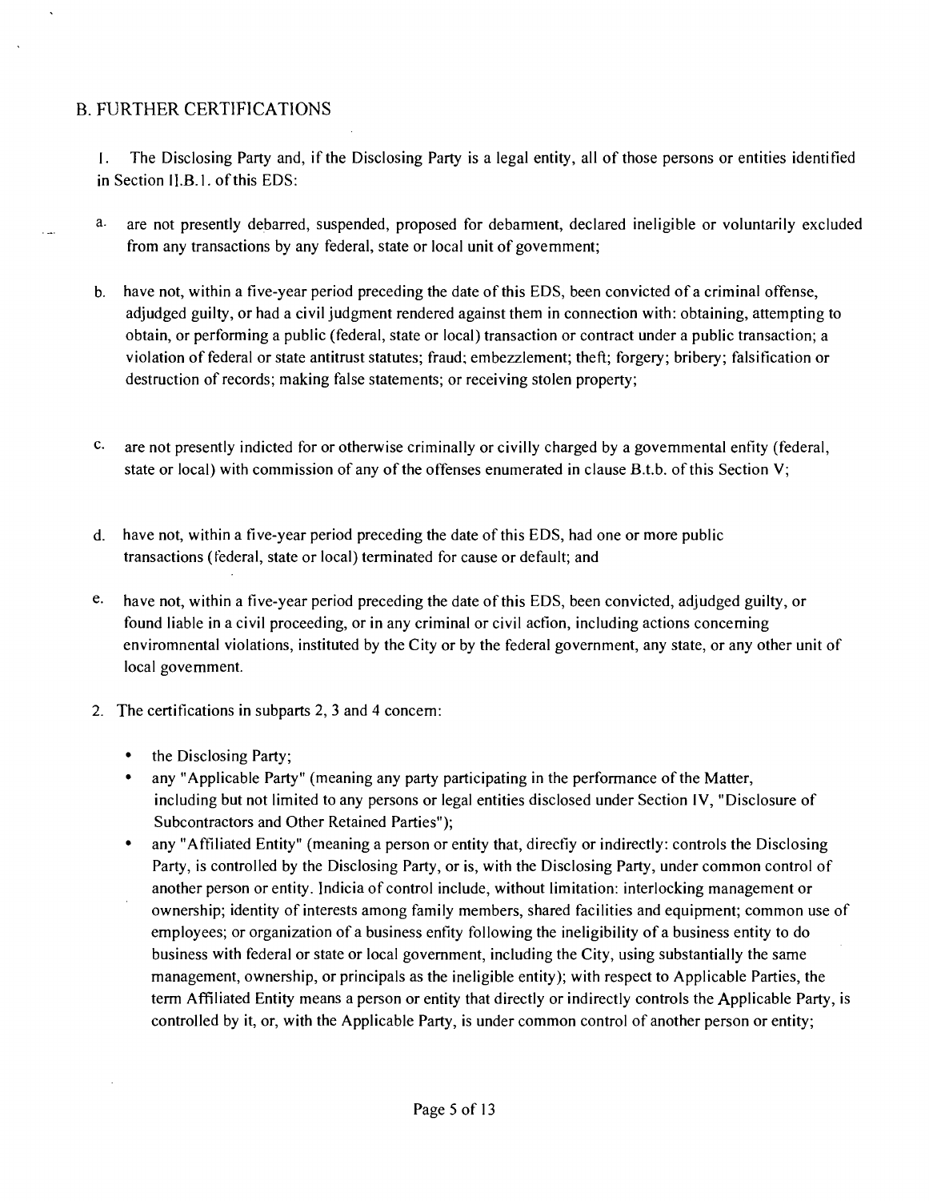## B. FURTHER CERTIFICATIONS

1. The Disclosing Party and, if the Disclosing Party is a legal entity, all of those persons or entities identified in Section II.B.1. of this EDS:

   a. are not presently debarred, suspended, proposed for debarment, declared ineligible or voluntarily excluded from any transactions by any federal, state or local unit of government;

   b. have not, within a five-year period preceding the date of this EDS, been convicted of a criminal offense, adjudged guilty, or had a civil judgment rendered against them in connection with: obtaining, attempting to obtain, or performing a public (federal, state or local) transaction or contract under a public transaction; a violation of federal or state antitrust statutes; fraud; embezzlement; theft; forgery; bribery; falsification or destruction of records; making false statements; or receiving stolen property;

   c. are not presently indicted for or otherwise criminally or civilly charged by a governmental entity (federal, state or local) with commission of any of the offenses enumerated in clause B.t.b. of this Section V;

   d. have not, within a five-year period preceding the date of this EDS, had one or more public transactions (federal, state or local) terminated for cause or default; and

   e. have not, within a five-year period preceding the date of this EDS, been convicted, adjudged guilty, or found liable in a civil proceeding, or in any criminal or civil action, including actions concerning enviromnental violations, instituted by the City or by the federal government, any state, or any other unit of local government.

2. The certifications in subparts 2, 3 and 4 concern:

   - the Disclosing Party;
   - any "Applicable Party" (meaning any party participating in the performance of the Matter, including but not limited to any persons or legal entities disclosed under Section IV, "Disclosure of Subcontractors and Other Retained Parties");
   - any "Affiliated Entity" (meaning a person or entity that, directly or indirectly: controls the Disclosing Party, is controlled by the Disclosing Party, or is, with the Disclosing Party, under common control of another person or entity. Indicia of control include, without limitation: interlocking management or ownership; identity of interests among family members, shared facilities and equipment; common use of employees; or organization of a business entity following the ineligibility of a business entity to do business with federal or state or local government, including the City, using substantially the same management, ownership, or principals as the ineligible entity); with respect to Applicable Parties, the term Affiliated Entity means a person or entity that directly or indirectly controls the Applicable Party, is controlled by it, or, with the Applicable Party, is under common control of another person or entity;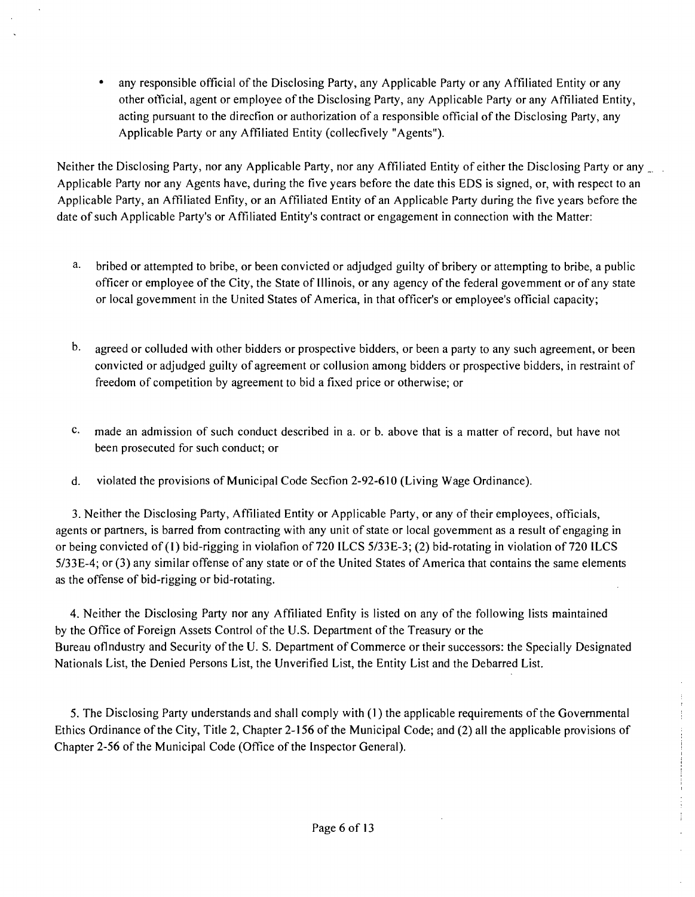- any responsible official of the Disclosing Party, any Applicable Party or any Affiliated Entity or any other official, agent or employee of the Disclosing Party, any Applicable Party or any Affiliated Entity, acting pursuant to the direcfion or authorization of a responsible official of the Disclosing Party, any Applicable Party or any Affiliated Entity (collecfively "Agents").

Neither the Disclosing Party, nor any Applicable Party, nor any Affiliated Entity of either the Disclosing Party or any Applicable Party nor any Agents have, during the five years before the date this EDS is signed, or, with respect to an Applicable Party, an Affiliated Enfity, or an Affiliated Entity of an Applicable Party during the five years before the date of such Applicable Party's or Affiliated Entity's contract or engagement in connection with the Matter:

a. bribed or attempted to bribe, or been convicted or adjudged guilty of bribery or attempting to bribe, a public officer or employee of the City, the State of Illinois, or any agency of the federal govemment or of any state or local govemment in the United States of America, in that officer's or employee's official capacity;

b. agreed or colluded with other bidders or prospective bidders, or been a party to any such agreement, or been convicted or adjudged guilty of agreement or collusion among bidders or prospective bidders, in restraint of freedom of competition by agreement to bid a fixed price or otherwise; or

c. made an admission of such conduct described in a. or b. above that is a matter of record, but have not been prosecuted for such conduct; or

d. violated the provisions of Municipal Code Secfion 2-92-610 (Living Wage Ordinance).

3. Neither the Disclosing Party, Affiliated Entity or Applicable Party, or any of their employees, officials, agents or partners, is barred from contracting with any unit of state or local govemment as a result of engaging in or being convicted of (1) bid-rigging in violafion of 720 ILCS 5/33E-3; (2) bid-rotating in violation of 720 ILCS 5/33E-4; or (3) any similar offense of any state or of the United States of America that contains the same elements as the offense of bid-rigging or bid-rotating.

4. Neither the Disclosing Party nor any Affiliated Enfity is listed on any of the following lists maintained by the Office of Foreign Assets Control of the U.S. Department of the Treasury or the Bureau oflndustry and Security of the U. S. Department of Commerce or their successors: the Specially Designated Nationals List, the Denied Persons List, the Unverified List, the Entity List and the Debarred List.

5. The Disclosing Party understands and shall comply with (1) the applicable requirements of the Governmental Ethics Ordinance of the City, Title 2, Chapter 2-156 of the Municipal Code; and (2) all the applicable provisions of Chapter 2-56 of the Municipal Code (Office of the Inspector General).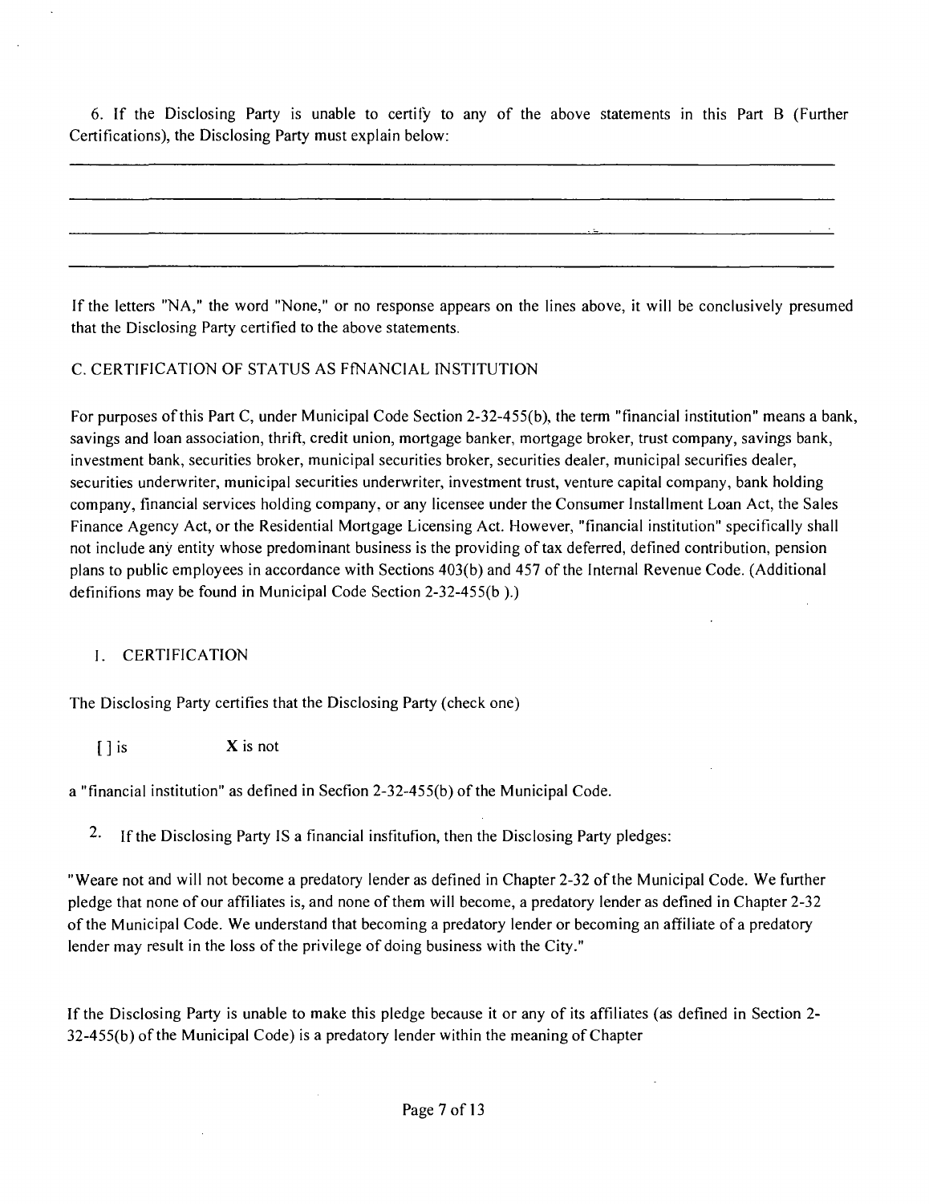6. If the Disclosing Party is unable to certify to any of the above statements in this Part B (Further Certifications), the Disclosing Party must explain below:

________________________________________________________________________________

________________________________________________________________________________

________________________________________________________________________________

________________________________________________________________________________

If the letters "NA," the word "None," or no response appears on the lines above, it will be conclusively presumed that the Disclosing Party certified to the above statements.

C. CERTIFICATION OF STATUS AS FfNANCIAL INSTITUTION

For purposes of this Part C, under Municipal Code Section 2-32-455(b), the term "financial institution" means a bank, savings and loan association, thrift, credit union, mortgage banker, mortgage broker, trust company, savings bank, investment bank, securities broker, municipal securities broker, securities dealer, municipal securifies dealer, securities underwriter, municipal securities underwriter, investment trust, venture capital company, bank holding company, financial services holding company, or any licensee under the Consumer Installment Loan Act, the Sales Finance Agency Act, or the Residential Mortgage Licensing Act. However, "financial institution" specifically shall not include any entity whose predominant business is the providing of tax deferred, defined contribution, pension plans to public employees in accordance with Sections 403(b) and 457 of the Internal Revenue Code. (Additional definifions may be found in Municipal Code Section 2-32-455(b ).)

1. CERTIFICATION

The Disclosing Party certifies that the Disclosing Party (check one)

[ ] is X is not

a "financial institution" as defined in Secfion 2-32-455(b) of the Municipal Code.

2. If the Disclosing Party IS a financial insfitufion, then the Disclosing Party pledges:

"Weare not and will not become a predatory lender as defined in Chapter 2-32 of the Municipal Code. We further pledge that none of our affiliates is, and none of them will become, a predatory lender as defined in Chapter 2-32 of the Municipal Code. We understand that becoming a predatory lender or becoming an affiliate of a predatory lender may result in the loss of the privilege of doing business with the City."

If the Disclosing Party is unable to make this pledge because it or any of its affiliates (as defined in Section 2-32-455(b) of the Municipal Code) is a predatory lender within the meaning of Chapter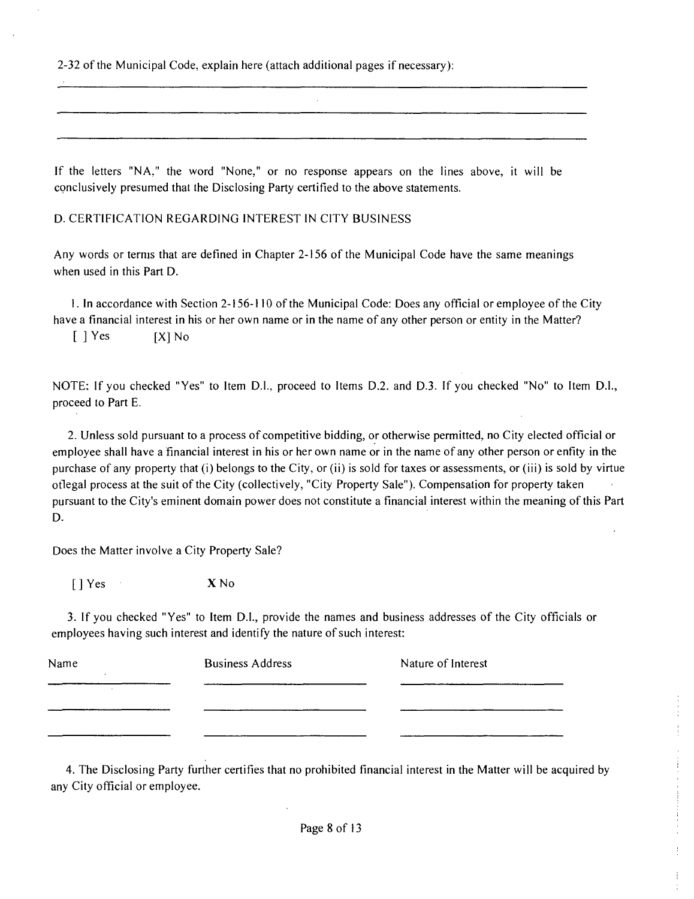2-32 of the Municipal Code, explain here (attach additional pages if necessary):

\_\_\_\_\_\_\_\_\_\_\_\_\_\_\_\_\_\_\_\_\_\_\_\_\_\_\_\_\_\_\_\_\_\_\_\_\_\_\_\_\_\_\_\_\_\_\_\_\_\_\_\_\_\_\_\_

\_\_\_\_\_\_\_\_\_\_\_\_\_\_\_\_\_\_\_\_\_\_\_\_\_\_\_\_\_\_\_\_\_\_\_\_\_\_\_\_\_\_\_\_\_\_\_\_\_\_\_\_\_\_\_\_

\_\_\_\_\_\_\_\_\_\_\_\_\_\_\_\_\_\_\_\_\_\_\_\_\_\_\_\_\_\_\_\_\_\_\_\_\_\_\_\_\_\_\_\_\_\_\_\_\_\_\_\_\_\_\_\_

If the letters "NA," the word "None," or no response appears on the lines above, it will be conclusively presumed that the Disclosing Party certified to the above statements.

D. CERTIFICATION REGARDING INTEREST IN CITY BUSINESS

Any words or terms that are defined in Chapter 2-156 of the Municipal Code have the same meanings when used in this Part D.

1. In accordance with Section 2-156-110 of the Municipal Code: Does any official or employee of the City have a financial interest in his or her own name or in the name of any other person or entity in the Matter?

[ ] Yes [X] No

NOTE: If you checked "Yes" to Item D.1., proceed to Items D.2. and D.3. If you checked "No" to Item D.1., proceed to Part E.

2. Unless sold pursuant to a process of competitive bidding, or otherwise permitted, no City elected official or employee shall have a financial interest in his or her own name or in the name of any other person or entity in the purchase of any property that (i) belongs to the City, or (ii) is sold for taxes or assessments, or (iii) is sold by virtue of legal process at the suit of the City (collectively, "City Property Sale"). Compensation for property taken pursuant to the City's eminent domain power does not constitute a financial interest within the meaning of this Part D.

Does the Matter involve a City Property Sale?

[ ] Yes X No

3. If you checked "Yes" to Item D.1., provide the names and business addresses of the City officials or employees having such interest and identify the nature of such interest:

| Name | Business Address | Nature of Interest |
|---|---|---|
| | | |
| | | |
| | | |

4. The Disclosing Party further certifies that no prohibited financial interest in the Matter will be acquired by any City official or employee.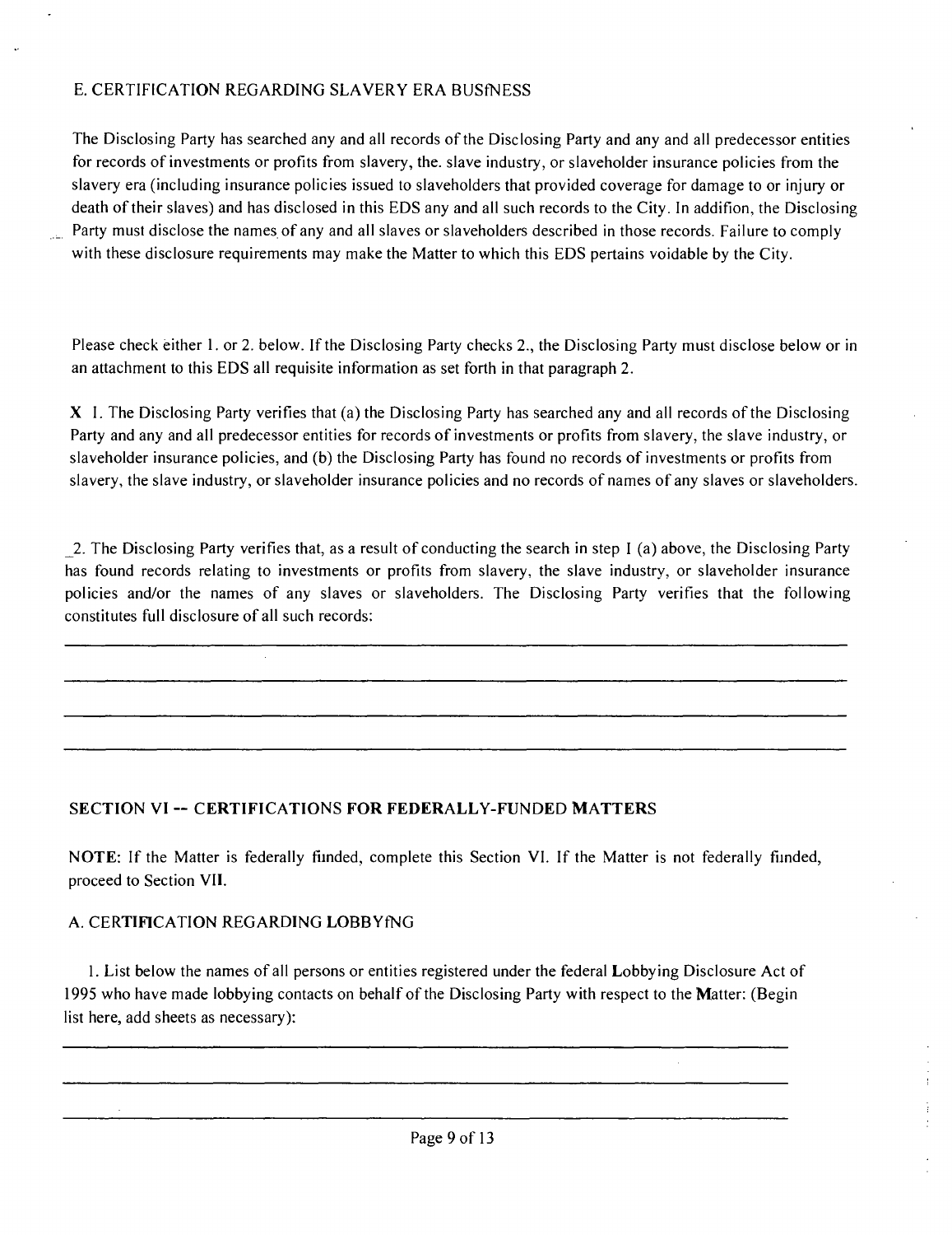## E. CERTIFICATION REGARDING SLAVERY ERA BUSfNESS

The Disclosing Party has searched any and all records of the Disclosing Party and any and all predecessor entities for records of investments or profits from slavery, the. slave industry, or slaveholder insurance policies from the slavery era (including insurance policies issued to slaveholders that provided coverage for damage to or injury or death of their slaves) and has disclosed in this EDS any and all such records to the City. In addifion, the Disclosing Party must disclose the names of any and all slaves or slaveholders described in those records. Failure to comply with these disclosure requirements may make the Matter to which this EDS pertains voidable by the City.

Please check either 1. or 2. below. If the Disclosing Party checks 2., the Disclosing Party must disclose below or in an attachment to this EDS all requisite information as set forth in that paragraph 2.

**X** 1. The Disclosing Party verifies that (a) the Disclosing Party has searched any and all records of the Disclosing Party and any and all predecessor entities for records of investments or profits from slavery, the slave industry, or slaveholder insurance policies, and (b) the Disclosing Party has found no records of investments or profits from slavery, the slave industry, or slaveholder insurance policies and no records of names of any slaves or slaveholders.

_2. The Disclosing Party verifies that, as a result of conducting the search in step I (a) above, the Disclosing Party has found records relating to investments or profits from slavery, the slave industry, or slaveholder insurance policies and/or the names of any slaves or slaveholders. The Disclosing Party verifies that the following constitutes full disclosure of all such records:

______________________________________________________________________________

______________________________________________________________________________

______________________________________________________________________________

______________________________________________________________________________

## SECTION VI -- CERTIFICATIONS FOR FEDERALLY-FUNDED MATTERS

**NOTE:** If the Matter is federally fiinded, complete this Section VI. If the Matter is not federally fiinded, proceed to Section VII.

### A. CERTIFICATION REGARDING LOBBYfNG

1. List below the names of all persons or entities registered under the federal Lobbying Disclosure Act of 1995 who have made lobbying contacts on behalf of the Disclosing Party with respect to the Matter: (Begin list here, add sheets as necessary):

______________________________________________________________________________

______________________________________________________________________________

______________________________________________________________________________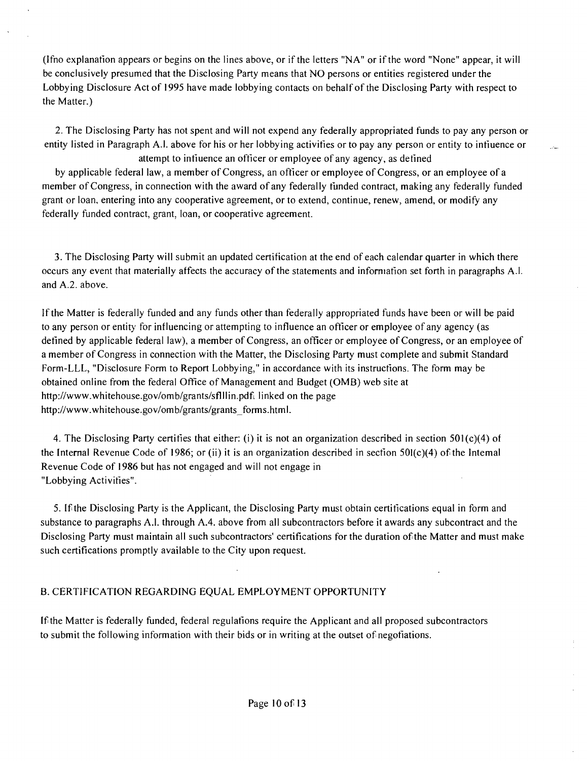(If no explanation appears or begins on the lines above, or if the letters "NA" or if the word "None" appear, it will be conclusively presumed that the Disclosing Party means that NO persons or entities registered under the Lobbying Disclosure Act of 1995 have made lobbying contacts on behalf of the Disclosing Party with respect to the Matter.)

2. The Disclosing Party has not spent and will not expend any federally appropriated funds to pay any person or entity listed in Paragraph A.l. above for his or her lobbying activities or to pay any person or entity to influence or attempt to influence an officer or employee of any agency, as defined by applicable federal law, a member of Congress, an officer or employee of Congress, or an employee of a member of Congress, in connection with the award of any federally funded contract, making any federally funded grant or loan, entering into any cooperative agreement, or to extend, continue, renew, amend, or modify any federally funded contract, grant, loan, or cooperative agreement.

3. The Disclosing Party will submit an updated certification at the end of each calendar quarter in which there occurs any event that materially affects the accuracy of the statements and information set forth in paragraphs A.l. and A.2. above.

If the Matter is federally funded and any funds other than federally appropriated funds have been or will be paid to any person or entity for influencing or attempting to influence an officer or employee of any agency (as defined by applicable federal law), a member of Congress, an officer or employee of Congress, or an employee of a member of Congress in connection with the Matter, the Disclosing Party must complete and submit Standard Form-LLL, "Disclosure Form to Report Lobbying," in accordance with its instructions. The form may be obtained online from the federal Office of Management and Budget (OMB) web site at http://www.whitehouse.gov/omb/grants/sflllin.pdf, linked on the page http://www.whitehouse.gov/omb/grants/grants_forms.html.

4. The Disclosing Party certifies that either: (i) it is not an organization described in section 501(c)(4) of the Internal Revenue Code of 1986; or (ii) it is an organization described in section 501(c)(4) of the Internal Revenue Code of 1986 but has not engaged and will not engage in "Lobbying Activities".

5. If the Disclosing Party is the Applicant, the Disclosing Party must obtain certifications equal in form and substance to paragraphs A.l. through A.4. above from all subcontractors before it awards any subcontract and the Disclosing Party must maintain all such subcontractors' certifications for the duration of the Matter and must make such certifications promptly available to the City upon request.

## B. CERTIFICATION REGARDING EQUAL EMPLOYMENT OPPORTUNITY

If the Matter is federally funded, federal regulations require the Applicant and all proposed subcontractors to submit the following information with their bids or in writing at the outset of negotiations.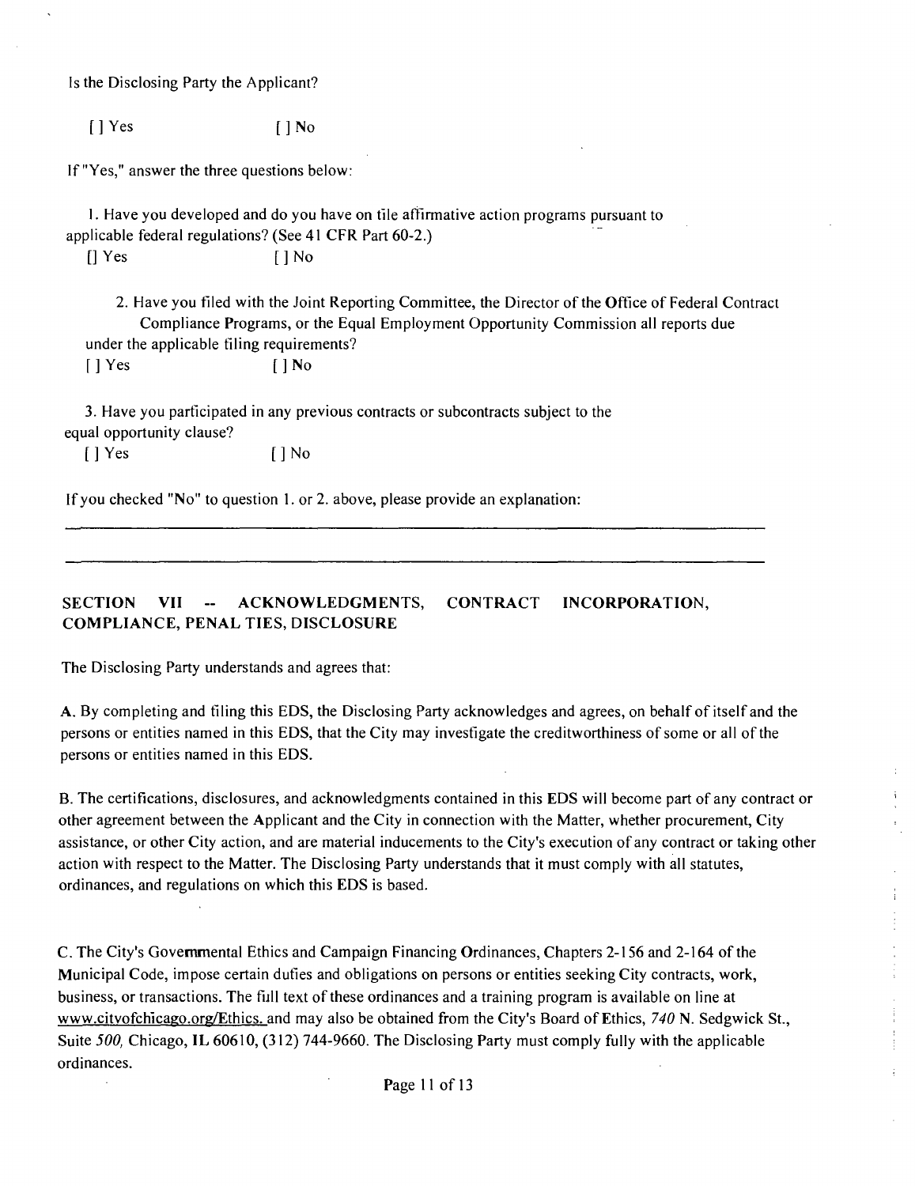Is the Disclosing Party the Applicant?

[ ] Yes [ ] No

If "Yes," answer the three questions below:

1. Have you developed and do you have on tile affirmative action programs pursuant to applicable federal regulations? (See 41 CFR Part 60-2.)

[] Yes [ ] No

2. Have you filed with the Joint Reporting Committee, the Director of the Office of Federal Contract Compliance Programs, or the Equal Employment Opportunity Commission all reports due under the applicable filing requirements?

[ ] Yes [ ] No

3. Have you participated in any previous contracts or subcontracts subject to the equal opportunity clause?

[ ] Yes [ ] No

If you checked "No" to question 1. or 2. above, please provide an explanation:

___

___

## SECTION VII -- ACKNOWLEDGMENTS, CONTRACT INCORPORATION, COMPLIANCE, PENAL TIES, DISCLOSURE

The Disclosing Party understands and agrees that:

A. By completing and filing this EDS, the Disclosing Party acknowledges and agrees, on behalf of itself and the persons or entities named in this EDS, that the City may investigate the creditworthiness of some or all of the persons or entities named in this EDS.

B. The certifications, disclosures, and acknowledgments contained in this EDS will become part of any contract or other agreement between the Applicant and the City in connection with the Matter, whether procurement, City assistance, or other City action, and are material inducements to the City's execution of any contract or taking other action with respect to the Matter. The Disclosing Party understands that it must comply with all statutes, ordinances, and regulations on which this EDS is based.

C. The City's Governmental Ethics and Campaign Financing Ordinances, Chapters 2-156 and 2-164 of the Municipal Code, impose certain duties and obligations on persons or entities seeking City contracts, work, business, or transactions. The full text of these ordinances and a training program is available on line at www.cityofchicago.org/Ethics. and may also be obtained from the City's Board of Ethics, *740* N. Sedgwick St., Suite *500,* Chicago, IL 60610, (312) 744-9660. The Disclosing Party must comply fully with the applicable ordinances.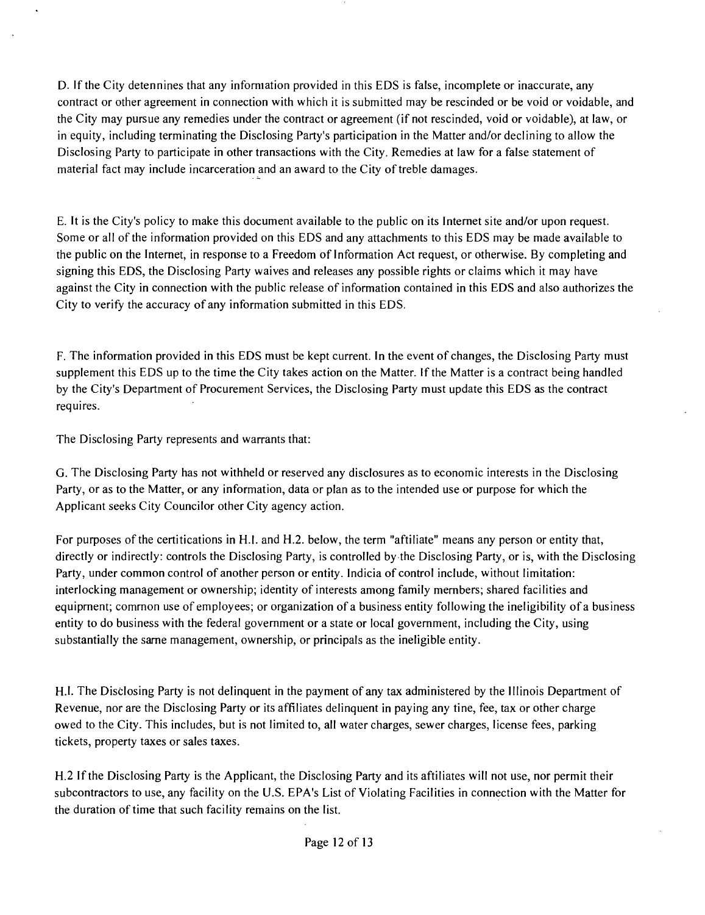D. If the City detennines that any infomiation provided in this EDS is false, incomplete or inaccurate, any contract or other agreement in connection with which it is submitted may be rescinded or be void or voidable, and the City may pursue any remedies under the contract or agreement (if not rescinded, void or voidable), at law, or in equity, including terminating the Disclosing Party's participation in the Matter and/or declining to allow the Disclosing Party to participate in other transactions with the City. Remedies at law for a false statement of material fact may include incarceration and an award to the City of treble damages.

E. It is the City's policy to make this document available to the public on its Internet site and/or upon request. Some or all of the information provided on this EDS and any attachments to this EDS may be made available to the public on the Internet, in response to a Freedom of Information Act request, or otherwise. By completing and signing this EDS, the Disclosing Party waives and releases any possible rights or claims which it may have against the City in connection with the public release of information contained in this EDS and also authorizes the City to verify the accuracy of any information submitted in this EDS.

F. The information provided in this EDS must be kept current. In the event of changes, the Disclosing Party must supplement this EDS up to the time the City takes action on the Matter. If the Matter is a contract being handled by the City's Department of Procurement Services, the Disclosing Party must update this EDS as the contract requires.

The Disclosing Party represents and warrants that:

G. The Disclosing Party has not withheld or reserved any disclosures as to economic interests in the Disclosing Party, or as to the Matter, or any information, data or plan as to the intended use or purpose for which the Applicant seeks City Councilor other City agency action.

For purposes of the certitications in H.l. and H.2. below, the term "aftiliate" means any person or entity that, directly or indirectly: controls the Disclosing Party, is controlled by the Disclosing Party, or is, with the Disclosing Party, under common control of another person or entity. Indicia of control include, without limitation: interlocking management or ownership; identity of interests among family members; shared facilities and equipment; common use of employees; or organization of a business entity following the ineligibility of a business entity to do business with the federal government or a state or local government, including the City, using substantially the same management, ownership, or principals as the ineligible entity.

H.l. The Disclosing Party is not delinquent in the payment of any tax administered by the Illinois Department of Revenue, nor are the Disclosing Party or its affiliates delinquent in paying any tine, fee, tax or other charge owed to the City. This includes, but is not limited to, all water charges, sewer charges, license fees, parking tickets, property taxes or sales taxes.

H.2 If the Disclosing Party is the Applicant, the Disclosing Party and its aftiliates will not use, nor permit their subcontractors to use, any facility on the U.S. EPA's List of Violating Facilities in connection with the Matter for the duration of time that such facility remains on the list.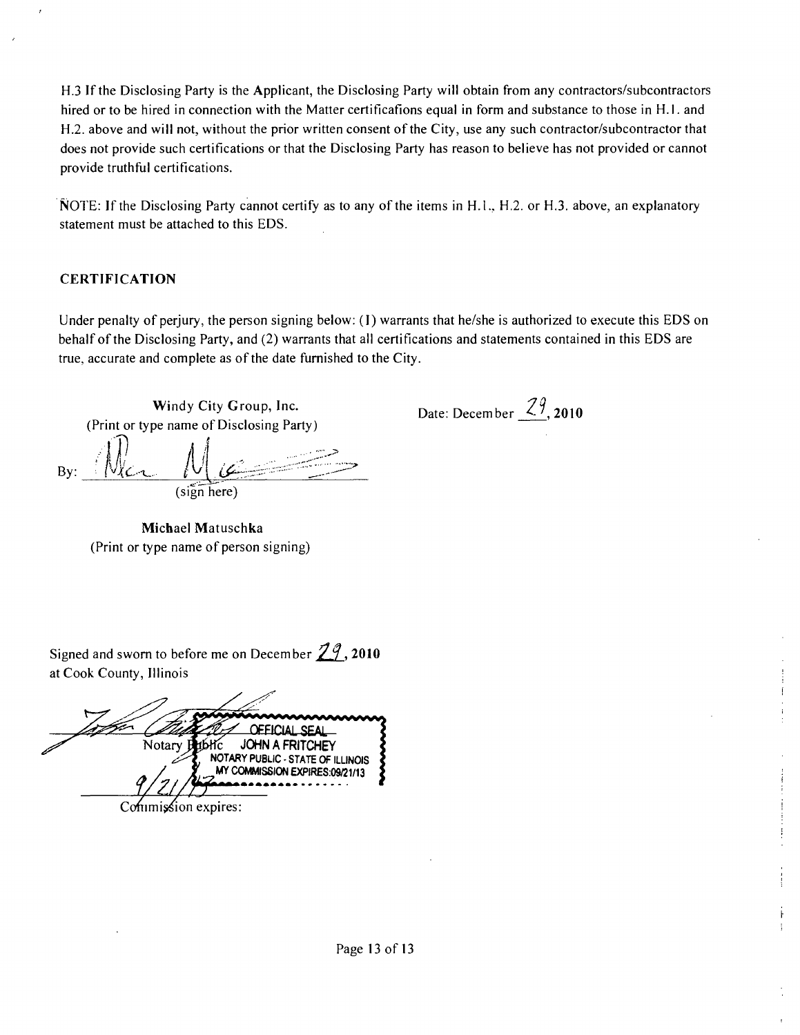H.3 If the Disclosing Party is the Applicant, the Disclosing Party will obtain from any contractors/subcontractors hired or to be hired in connection with the Matter certifications equal in form and substance to those in H.1. and H.2. above and will not, without the prior written consent of the City, use any such contractor/subcontractor that does not provide such certifications or that the Disclosing Party has reason to believe has not provided or cannot provide truthful certifications.

NOTE: If the Disclosing Party cannot certify as to any of the items in H.1., H.2. or H.3. above, an explanatory statement must be attached to this EDS.

### CERTIFICATION

Under penalty of perjury, the person signing below: (1) warrants that he/she is authorized to execute this EDS on behalf of the Disclosing Party, and (2) warrants that all certifications and statements contained in this EDS are true, accurate and complete as of the date furnished to the City.

**Windy City Group, Inc.**
(Print or type name of Disclosing Party)

Date: December 29, **2010**

By: ____________________
(sign here)

**Michael Matuschka**
(Print or type name of person signing)

Signed and sworn to before me on December 29, **2010**
at Cook County, Illinois

____________________ Notary Public

OFFICIAL SEAL
JOHN A FRITCHEY
NOTARY PUBLIC - STATE OF ILLINOIS
MY COMMISSION EXPIRES:09/21/13

9/21/13
Commission expires: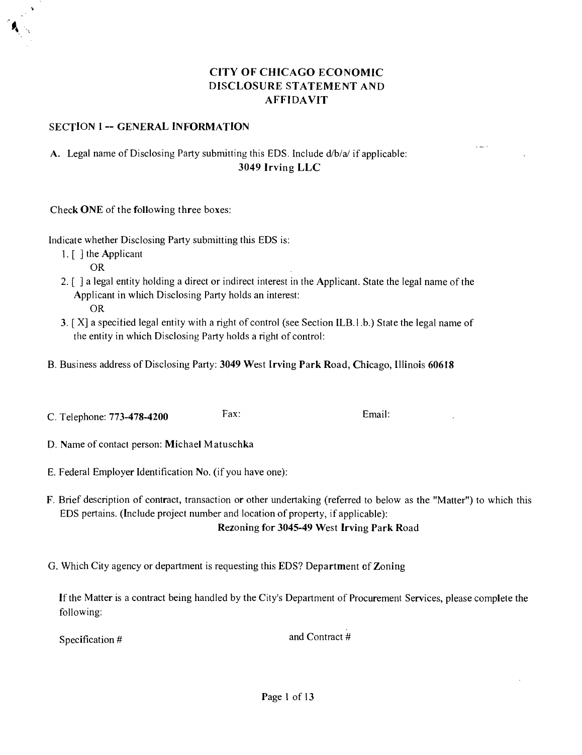# CITY OF CHICAGO ECONOMIC DISCLOSURE STATEMENT AND AFFIDAVIT

## SECTION I -- GENERAL INFORMATION

A. Legal name of Disclosing Party submitting this EDS. Include d/b/a/ if applicable:

**3049 Irving LLC**

Check **ONE** of the following three boxes:

Indicate whether Disclosing Party submitting this EDS is:

1. [ ] the Applicant

   OR

2. [ ] a legal entity holding a direct or indirect interest in the Applicant. State the legal name of the Applicant in which Disclosing Party holds an interest:

   OR

3. [ X] a specified legal entity with a right of control (see Section II.B.1.b.) State the legal name of the entity in which Disclosing Party holds a right of control:

B. Business address of Disclosing Party: **3049 West Irving Park Road, Chicago, Illinois 60618**

C. Telephone: **773-478-4200** Fax: Email:

D. Name of contact person: **Michael Matuschka**

E. Federal Employer Identification No. (if you have one):

F. Brief description of contract, transaction or other undertaking (referred to below as the "Matter") to which this EDS pertains. (Include project number and location of property, if applicable):

**Rezoning for 3045-49 West Irving Park Road**

G. Which City agency or department is requesting this EDS? Department of Zoning

If the Matter is a contract being handled by the City's Department of Procurement Services, please complete the following:

Specification # and Contract #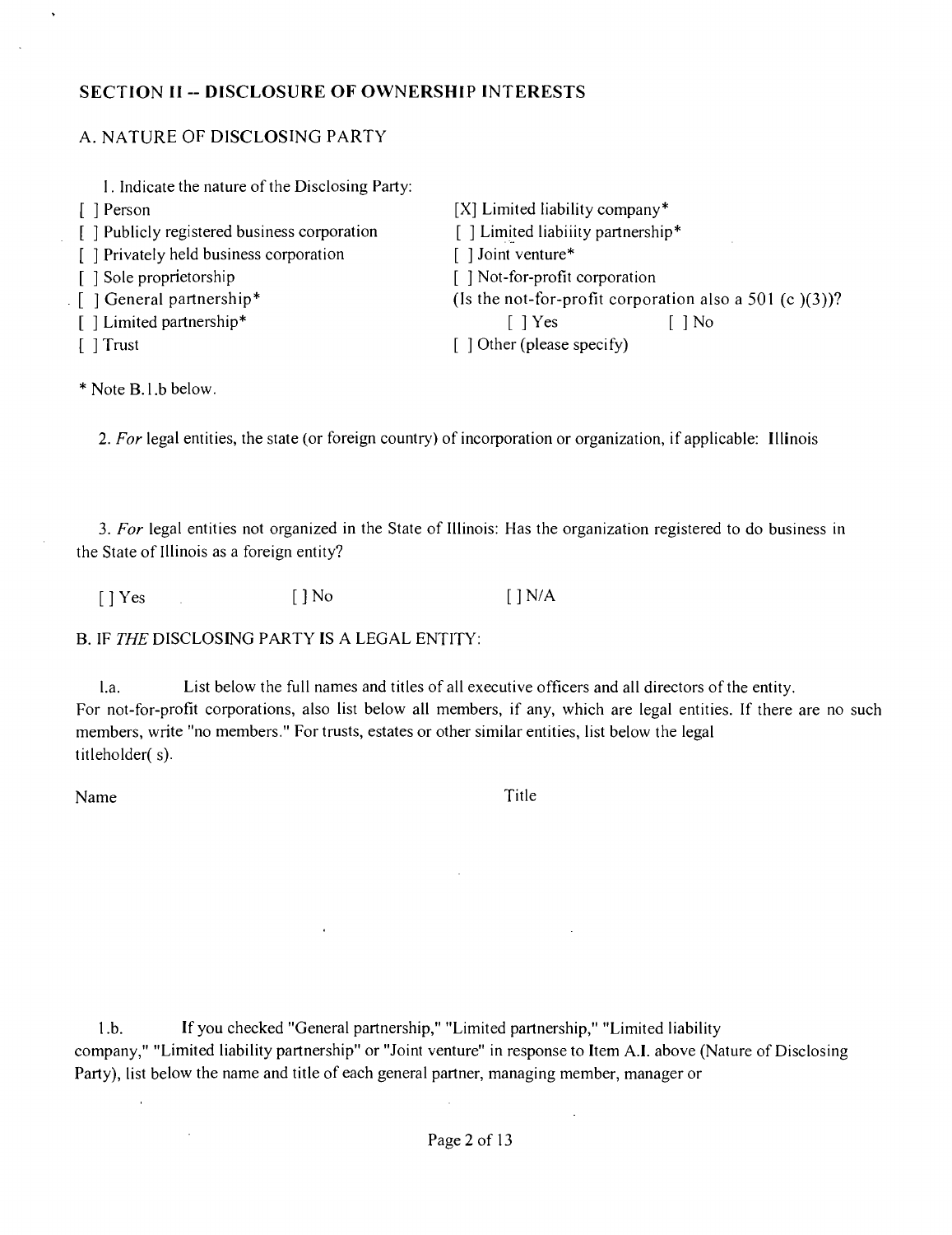## SECTION II -- DISCLOSURE OF OWNERSHIP INTERESTS

### A. NATURE OF DISCLOSING PARTY

1. Indicate the nature of the Disclosing Party:

[ ] Person
[ ] Publicly registered business corporation
[ ] Privately held business corporation
[ ] Sole proprietorship
[ ] General partnership*
[ ] Limited partnership*
[ ] Trust
[X] Limited liability company*
[ ] Limited liability partnership*
[ ] Joint venture*
[ ] Not-for-profit corporation
(Is the not-for-profit corporation also a 501 (c )(3))?
[ ] Yes [ ] No
[ ] Other (please specify)

* Note B.1.b below.

2. *For* legal entities, the state (or foreign country) of incorporation or organization, if applicable: Illinois

3. *For* legal entities not organized in the State of Illinois: Has the organization registered to do business in the State of Illinois as a foreign entity?

[ ] Yes [ ] No [ ] N/A

### B. IF *THE* DISCLOSING PARTY IS A LEGAL ENTITY:

1.a. List below the full names and titles of all executive officers and all directors of the entity. For not-for-profit corporations, also list below all members, if any, which are legal entities. If there are no such members, write "no members." For trusts, estates or other similar entities, list below the legal titleholder( s).

| Name | Title |
|---|---|
| | |

1.b. If you checked "General partnership," "Limited partnership," "Limited liability company," "Limited liability partnership" or "Joint venture" in response to Item A.I. above (Nature of Disclosing Party), list below the name and title of each general partner, managing member, manager or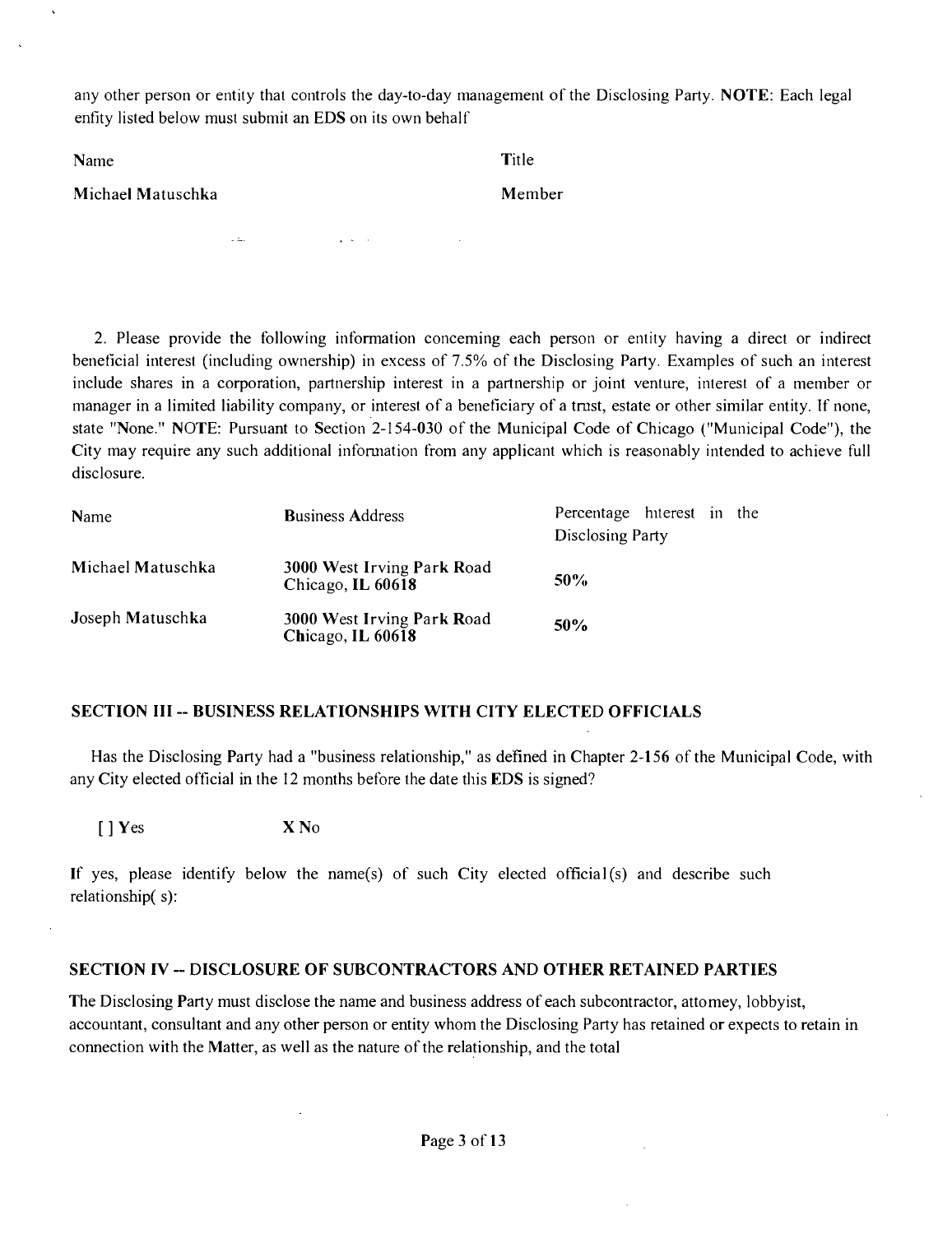any other person or entity that controls the day-to-day management of the Disclosing Party. **NOTE**: Each legal entity listed below must submit an EDS on its own behalf

| Name | Title |
| --- | --- |
| Michael Matuschka | Member |

2. Please provide the following information conceming each person or entity having a direct or indirect beneficial interest (including ownership) in excess of 7.5% of the Disclosing Party. Examples of such an interest include shares in a corporation, partnership interest in a partnership or joint venture, interest of a member or manager in a limited liability company, or interest of a beneficiary of a trust, estate or other similar entity. If none, state "None." **NOTE**: Pursuant to Section 2-154-030 of the Municipal Code of Chicago ("Municipal Code"), the City may require any such additional information from any applicant which is reasonably intended to achieve full disclosure.

| Name | Business Address | Percentage hiterest in the Disclosing Party |
| --- | --- | --- |
| Michael Matuschka | 3000 West Irving Park Road Chicago, IL 60618 | 50% |
| Joseph Matuschka | 3000 West Irving Park Road Chicago, IL 60618 | 50% |

## SECTION III -- BUSINESS RELATIONSHIPS WITH CITY ELECTED OFFICIALS

Has the Disclosing Party had a "business relationship," as defined in Chapter 2-156 of the Municipal Code, with any City elected official in the 12 months before the date this **EDS** is signed?

[ ] Yes X No

If yes, please identify below the name(s) of such City elected official(s) and describe such relationship( s):

## SECTION IV -- DISCLOSURE OF SUBCONTRACTORS AND OTHER RETAINED PARTIES

The Disclosing Party must disclose the name and business address of each subcontractor, attomey, lobbyist, accountant, consultant and any other person or entity whom the Disclosing Party has retained or expects to retain in connection with the Matter, as well as the nature of the relationship, and the total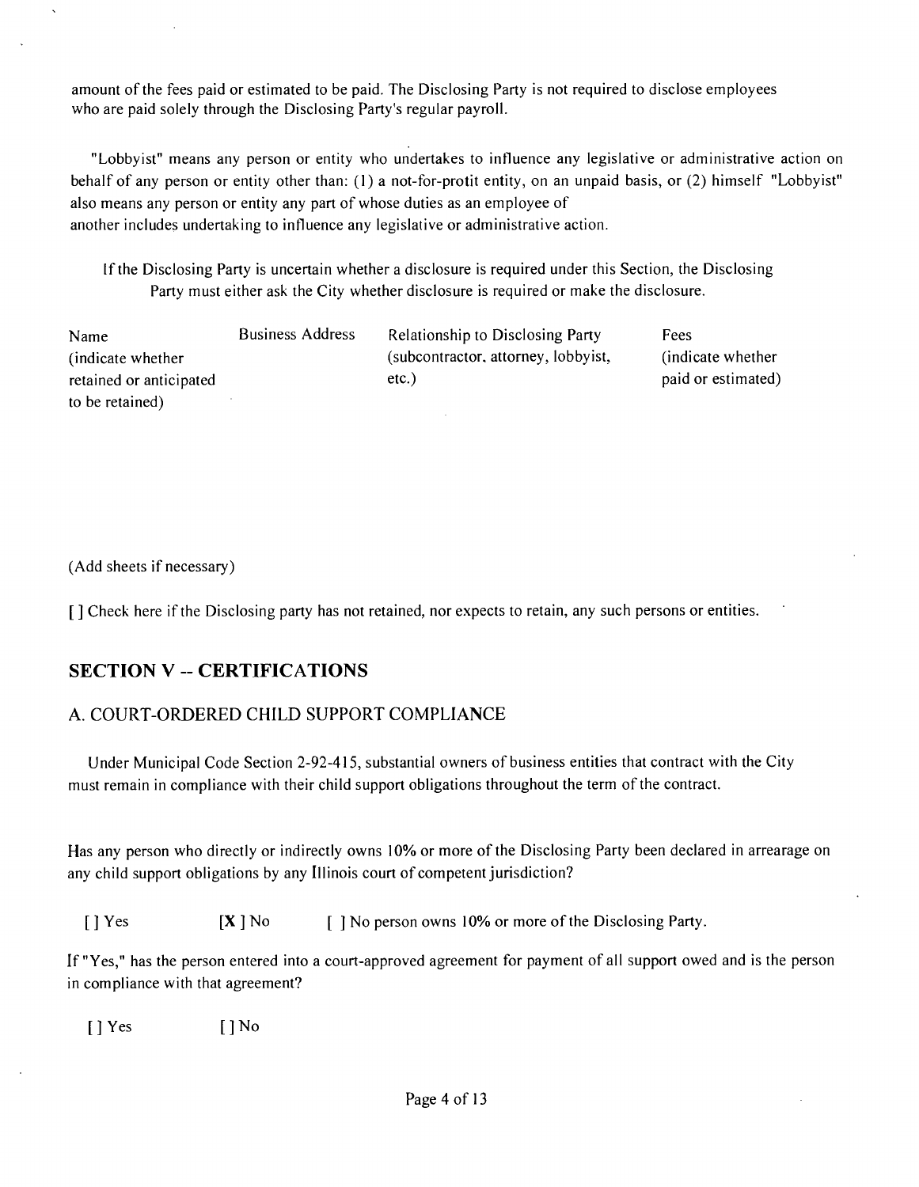amount of the fees paid or estimated to be paid. The Disclosing Party is not required to disclose employees who are paid solely through the Disclosing Party's regular payroll.

"Lobbyist" means any person or entity who undertakes to influence any legislative or administrative action on behalf of any person or entity other than: (1) a not-for-protit entity, on an unpaid basis, or (2) himself "Lobbyist" also means any person or entity any part of whose duties as an employee of another includes undertaking to influence any legislative or administrative action.

If the Disclosing Party is uncertain whether a disclosure is required under this Section, the Disclosing Party must either ask the City whether disclosure is required or make the disclosure.

| Name (indicate whether retained or anticipated to be retained) | Business Address | Relationship to Disclosing Party (subcontractor, attorney, lobbyist, etc.) | Fees (indicate whether paid or estimated) |
|---|---|---|---|
| | | | |

(Add sheets if necessary)

[ ] Check here if the Disclosing party has not retained, nor expects to retain, any such persons or entities.

## SECTION V -- CERTIFICATIONS

### A. COURT-ORDERED CHILD SUPPORT COMPLIANCE

Under Municipal Code Section 2-92-415, substantial owners of business entities that contract with the City must remain in compliance with their child support obligations throughout the term of the contract.

Has any person who directly or indirectly owns 10% or more of the Disclosing Party been declared in arrearage on any child support obligations by any Illinois court of competent jurisdiction?

[ ] Yes [**X** ] No [ ] No person owns 10% or more of the Disclosing Party.

If "Yes," has the person entered into a court-approved agreement for payment of all support owed and is the person in compliance with that agreement?

[ ] Yes [ ] No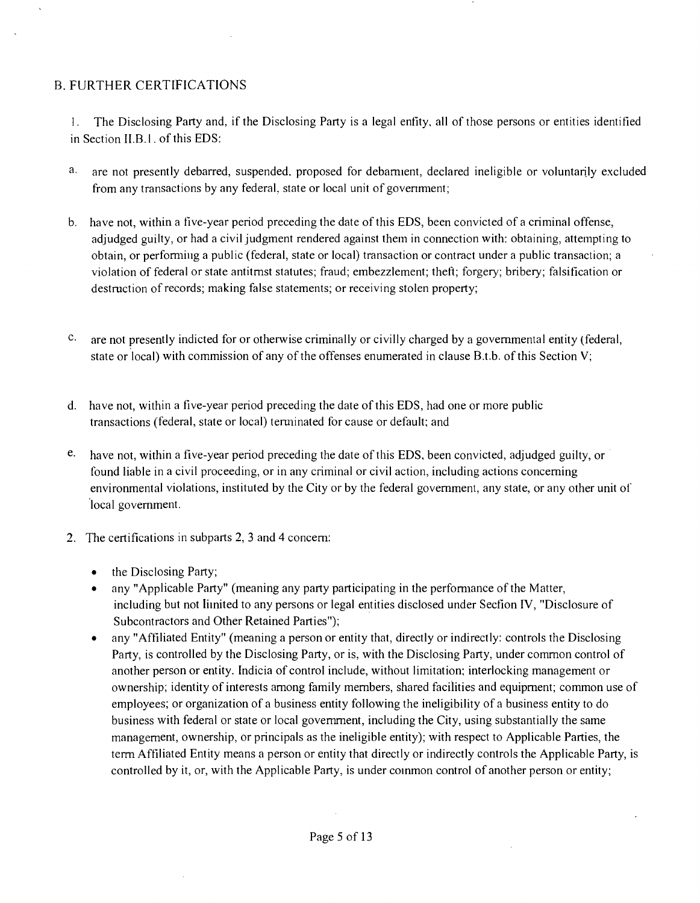## B. FURTHER CERTIFICATIONS

1. The Disclosing Party and, if the Disclosing Party is a legal enfity, all of those persons or entities identified in Section II.B.1. of this EDS:

a. are not presently debarred, suspended, proposed for debamient, declared ineligible or voluntarily excluded from any transactions by any federal, state or local unit of govenmient;

b. have not, within a five-year period preceding the date of this EDS, been convicted of a criminal offense, adjudged guilty, or had a civil judgment rendered against them in connection with: obtaining, attempting to obtain, or performing a public (federal, state or local) transaction or contract under a public transaction; a violation of federal or state antitrnst statutes; fraud; embezzlement; theft; forgery; bribery; falsification or destruction of records; making false statements; or receiving stolen property;

c. are not presently indicted for or otherwise criminally or civilly charged by a governmental entity (federal, state or local) with commission of any of the offenses enumerated in clause B.t.b. of this Section V;

d. have not, within a five-year period preceding the date of this EDS, had one or more public transactions (federal, state or local) terminated for cause or default; and

e. have not, within a five-year period preceding the date of this EDS, been convicted, adjudged guilty, or found liable in a civil proceeding, or in any criminal or civil action, including actions concerning environmental violations, instituted by the City or by the federal government, any state, or any other unit of local government.

2. The certifications in subparts 2, 3 and 4 concern:

- the Disclosing Party;
- any "Applicable Party" (meaning any party participating in the performance of the Matter, including but not limited to any persons or legal entities disclosed under Secfion IV, "Disclosure of Subcontractors and Other Retained Parties");
- any "Affiliated Entity" (meaning a person or entity that, directly or indirectly: controls the Disclosing Party, is controlled by the Disclosing Party, or is, with the Disclosing Party, under common control of another person or entity. Indicia of control include, without limitation; interlocking management or ownership; identity of interests among family members, shared facilities and equipment; common use of employees; or organization of a business entity following the ineligibility of a business entity to do business with federal or state or local government, including the City, using substantially the same management, ownership, or principals as the ineligible entity); with respect to Applicable Parties, the term Affiliated Entity means a person or entity that directly or indirectly controls the Applicable Party, is controlled by it, or, with the Applicable Party, is under common control of another person or entity;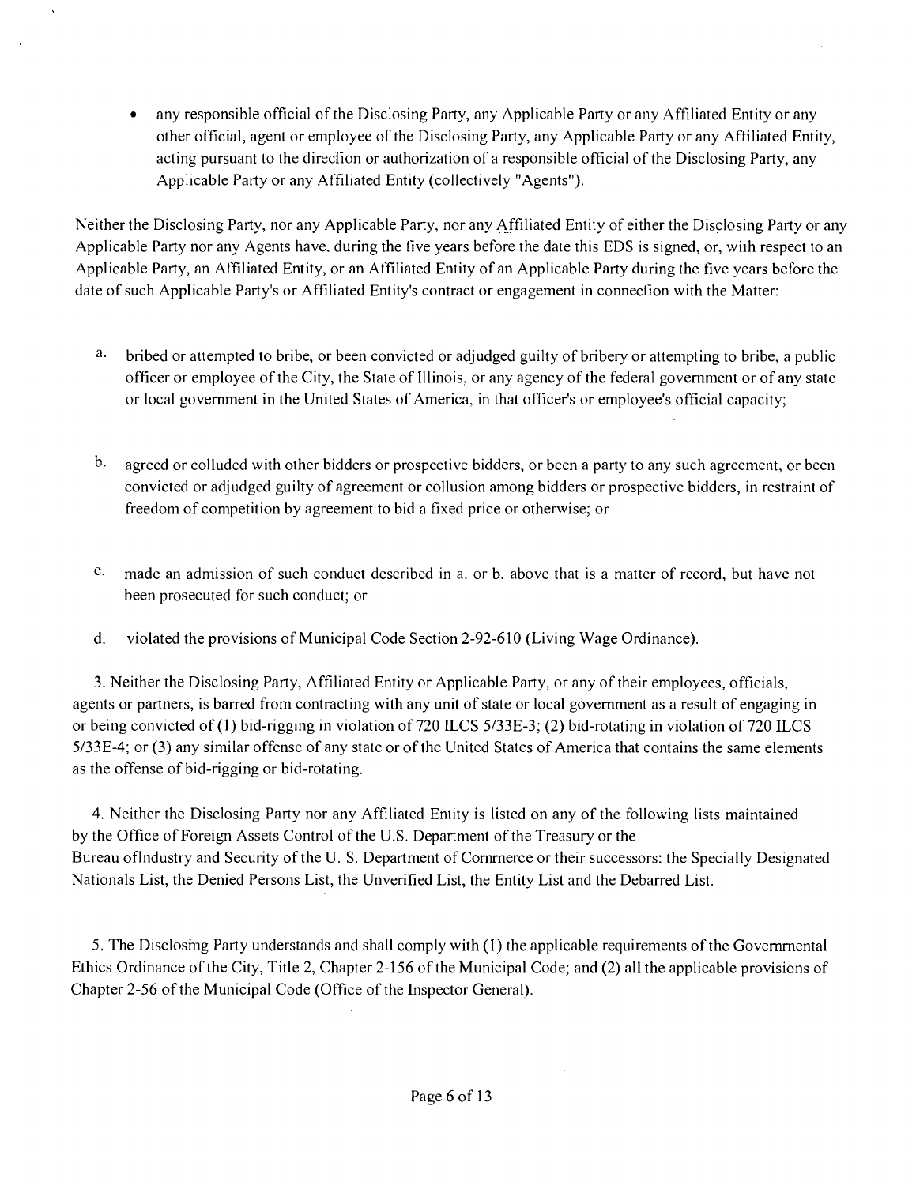- any responsible official of the Disclosing Party, any Applicable Party or any Affiliated Entity or any other official, agent or employee of the Disclosing Party, any Applicable Party or any Affiliated Entity, acting pursuant to the direcfion or authorization of a responsible official of the Disclosing Party, any Applicable Party or any Affiliated Entity (collectively "Agents").

Neither the Disclosing Party, nor any Applicable Party, nor any Affiliated Entity of either the Disclosing Party or any Applicable Party nor any Agents have, during the five years before the date this EDS is signed, or, with respect to an Applicable Party, an Affiliated Entity, or an Affiliated Entity of an Applicable Party during the five years before the date of such Applicable Party's or Affiliated Entity's contract or engagement in connecfion with the Matter:

a. bribed or attempted to bribe, or been convicted or adjudged guilty of bribery or attempting to bribe, a public officer or employee of the City, the State of Illinois, or any agency of the federal government or of any state or local government in the United States of America, in that officer's or employee's official capacity;

b. agreed or colluded with other bidders or prospective bidders, or been a party to any such agreement, or been convicted or adjudged guilty of agreement or collusion among bidders or prospective bidders, in restraint of freedom of competition by agreement to bid a fixed price or otherwise; or

c. made an admission of such conduct described in a. or b. above that is a matter of record, but have not been prosecuted for such conduct; or

d. violated the provisions of Municipal Code Section 2-92-610 (Living Wage Ordinance).

3. Neither the Disclosing Party, Affiliated Entity or Applicable Party, or any of their employees, officials, agents or partners, is barred from contracting with any unit of state or local government as a result of engaging in or being convicted of (1) bid-rigging in violation of 720 ILCS 5/33E-3; (2) bid-rotating in violation of 720 ILCS 5/33E-4; or (3) any similar offense of any state or of the United States of America that contains the same elements as the offense of bid-rigging or bid-rotating.

4. Neither the Disclosing Party nor any Affiliated Entity is listed on any of the following lists maintained by the Office of Foreign Assets Control of the U.S. Department of the Treasury or the Bureau oflndustry and Security of the U. S. Department of Commerce or their successors: the Specially Designated Nationals List, the Denied Persons List, the Unverified List, the Entity List and the Debarred List.

5. The Disclosing Party understands and shall comply with (1) the applicable requirements of the Governmental Ethics Ordinance of the City, Title 2, Chapter 2-156 of the Municipal Code; and (2) all the applicable provisions of Chapter 2-56 of the Municipal Code (Office of the Inspector General).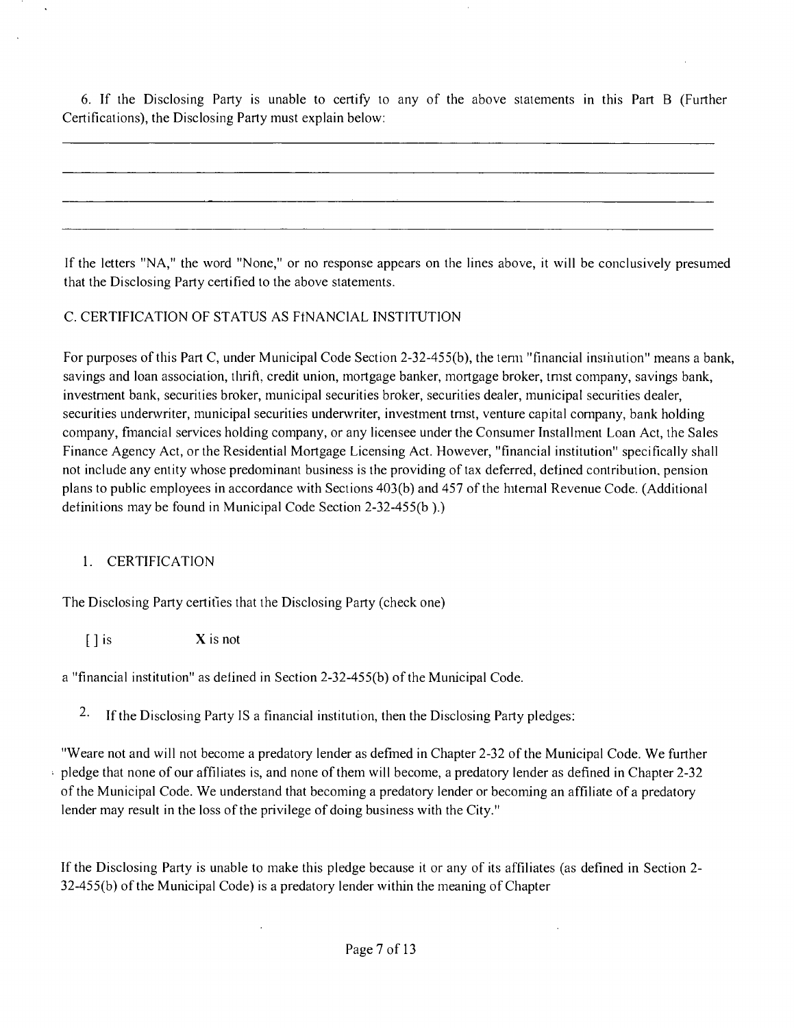6. If the Disclosing Party is unable to certify to any of the above statements in this Part B (Further Certifications), the Disclosing Party must explain below:

If the letters "NA," the word "None," or no response appears on the lines above, it will be conclusively presumed that the Disclosing Party certified to the above statements.

C. CERTIFICATION OF STATUS AS FINANCIAL INSTITUTION

For purposes of this Part C, under Municipal Code Section 2-32-455(b), the term "financial institution" means a bank, savings and loan association, thrift, credit union, mortgage banker, mortgage broker, trust company, savings bank, investment bank, securities broker, municipal securities broker, securities dealer, municipal securities dealer, securities underwriter, municipal securities underwriter, investment trust, venture capital company, bank holding company, financial services holding company, or any licensee under the Consumer Installment Loan Act, the Sales Finance Agency Act, or the Residential Mortgage Licensing Act. However, "financial institution" specifically shall not include any entity whose predominant business is the providing of tax deferred, defined contribution, pension plans to public employees in accordance with Sections 403(b) and 457 of the Internal Revenue Code. (Additional definitions may be found in Municipal Code Section 2-32-455(b ).)

1. CERTIFICATION

The Disclosing Party certifies that the Disclosing Party (check one)

[ ] is X is not

a "financial institution" as defined in Section 2-32-455(b) of the Municipal Code.

2. If the Disclosing Party IS a financial institution, then the Disclosing Party pledges:

"Weare not and will not become a predatory lender as defined in Chapter 2-32 of the Municipal Code. We further pledge that none of our affiliates is, and none of them will become, a predatory lender as defined in Chapter 2-32 of the Municipal Code. We understand that becoming a predatory lender or becoming an affiliate of a predatory lender may result in the loss of the privilege of doing business with the City."

If the Disclosing Party is unable to make this pledge because it or any of its affiliates (as defined in Section 2-32-455(b) of the Municipal Code) is a predatory lender within the meaning of Chapter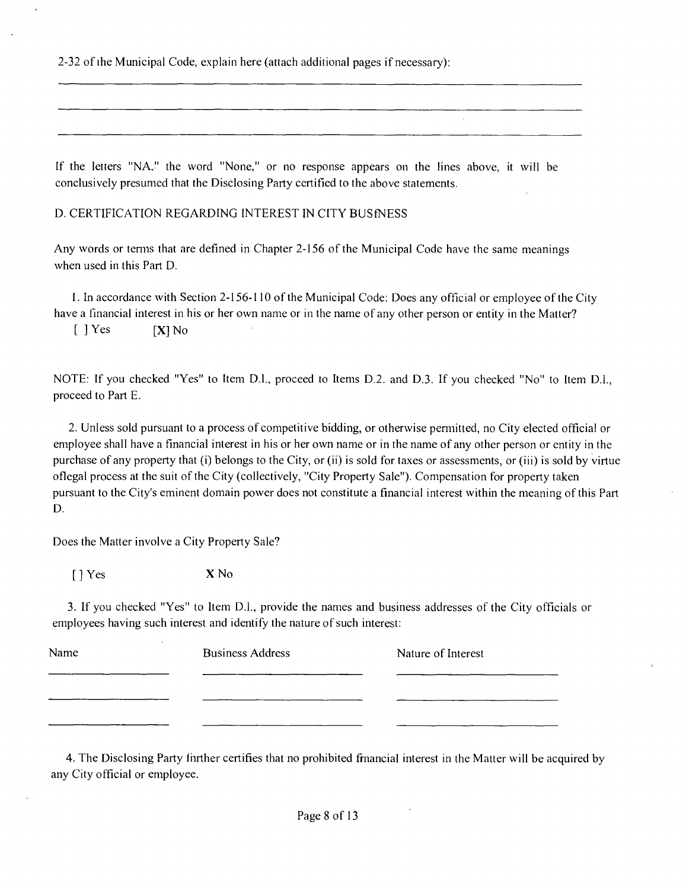2-32 of the Municipal Code, explain here (attach additional pages if necessary):

___________________________________________________________________________

___________________________________________________________________________

___________________________________________________________________________

If the letters "NA," the word "None," or no response appears on the lines above, it will be conclusively presumed that the Disclosing Party certified to the above statements.

D. CERTIFICATION REGARDING INTEREST IN CITY BUSfNESS

Any words or terms that are defined in Chapter 2-156 of the Municipal Code have the same meanings when used in this Part D.

1. In accordance with Section 2-156-110 of the Municipal Code: Does any official or employee of the City have a financial interest in his or her own name or in the name of any other person or entity in the Matter?

[ ] Yes  [X] No

NOTE: If you checked "Yes" to Item D.1., proceed to Items D.2. and D.3. If you checked "No" to Item D.1., proceed to Part E.

2. Unless sold pursuant to a process of competitive bidding, or otherwise permitted, no City elected official or employee shall have a financial interest in his or her own name or in the name of any other person or entity in the purchase of any property that (i) belongs to the City, or (ii) is sold for taxes or assessments, or (iii) is sold by virtue oflegal process at the suit of the City (collectively, "City Property Sale"). Compensation for property taken pursuant to the City's eminent domain power does not constitute a financial interest within the meaning of this Part D.

Does the Matter involve a City Property Sale?

[ ] Yes  X No

3. If you checked "Yes" to Item D.1., provide the names and business addresses of the City officials or employees having such interest and identify the nature of such interest:

| Name | Business Address | Nature of Interest |
|---|---|---|
| | | |
| | | |
| | | |

4. The Disclosing Party further certifies that no prohibited financial interest in the Matter will be acquired by any City official or employee.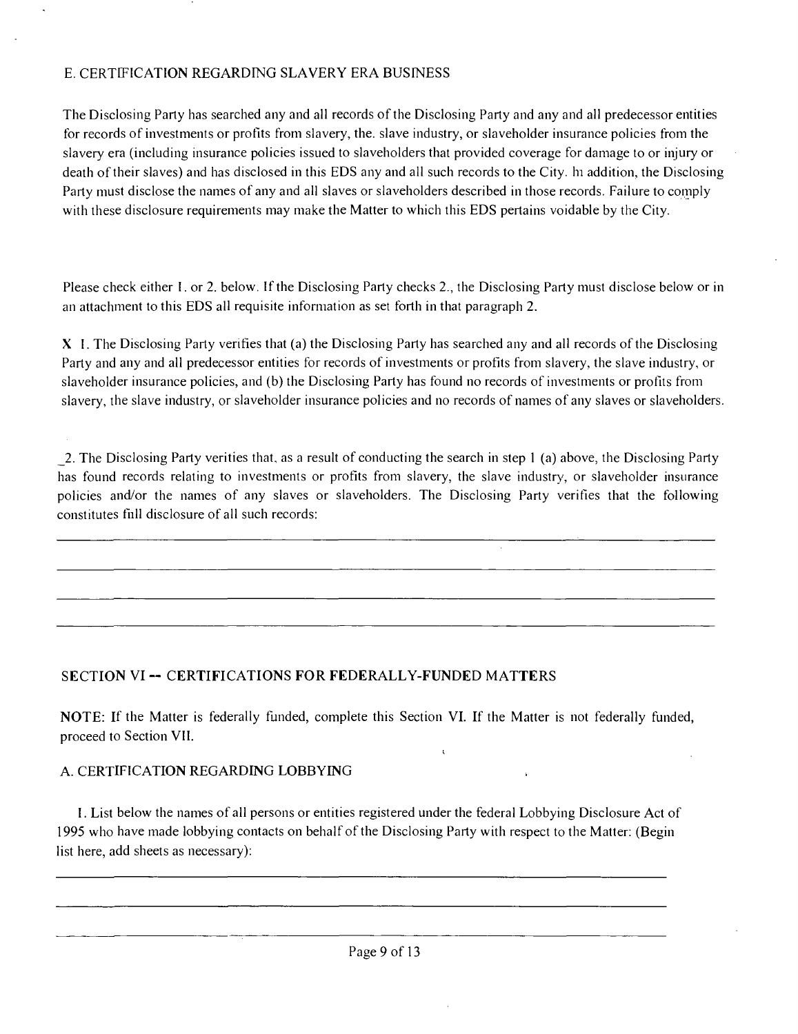### E. CERTIFICATION REGARDING SLAVERY ERA BUSINESS

The Disclosing Party has searched any and all records of the Disclosing Party and any and all predecessor entities for records of investments or profits from slavery, the. slave industry, or slaveholder insurance policies from the slavery era (including insurance policies issued to slaveholders that provided coverage for damage to or injury or death of their slaves) and has disclosed in this EDS any and all such records to the City. In addition, the Disclosing Party must disclose the names of any and all slaves or slaveholders described in those records. Failure to comply with these disclosure requirements may make the Matter to which this EDS pertains voidable by the City.

Please check either 1. or 2. below. If the Disclosing Party checks 2., the Disclosing Party must disclose below or in an attachment to this EDS all requisite information as set forth in that paragraph 2.

X 1. The Disclosing Party verifies that (a) the Disclosing Party has searched any and all records of the Disclosing Party and any and all predecessor entities for records of investments or profits from slavery, the slave industry, or slaveholder insurance policies, and (b) the Disclosing Party has found no records of investments or profits from slavery, the slave industry, or slaveholder insurance policies and no records of names of any slaves or slaveholders.

_2. The Disclosing Party verities that, as a result of conducting the search in step 1 (a) above, the Disclosing Party has found records relating to investments or profits from slavery, the slave industry, or slaveholder insurance policies and/or the names of any slaves or slaveholders. The Disclosing Party verifies that the following constitutes full disclosure of all such records:

______________________________________________________________________________

______________________________________________________________________________

______________________________________________________________________________

______________________________________________________________________________

## SECTION VI -- CERTIFICATIONS FOR FEDERALLY-FUNDED MATTERS

**NOTE:** If the Matter is federally funded, complete this Section VI. If the Matter is not federally funded, proceed to Section VII.

### A. CERTIFICATION REGARDING LOBBYING

1. List below the names of all persons or entities registered under the federal Lobbying Disclosure Act of 1995 who have made lobbying contacts on behalf of the Disclosing Party with respect to the Matter: (Begin list here, add sheets as necessary):

______________________________________________________________________________

______________________________________________________________________________

______________________________________________________________________________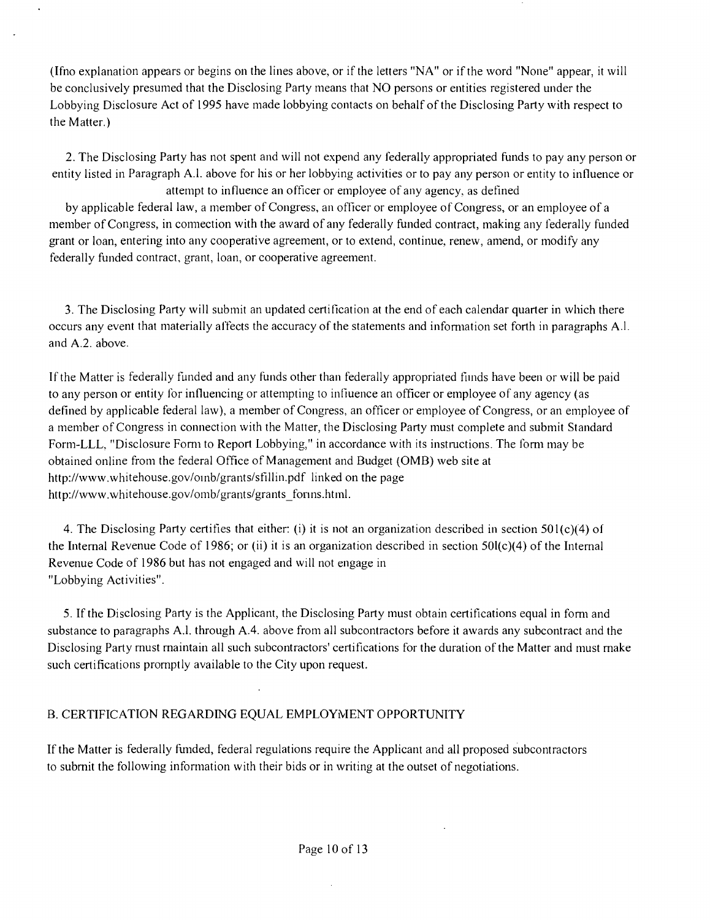(If no explanation appears or begins on the lines above, or if the letters "NA" or if the word "None" appear, it will be conclusively presumed that the Disclosing Party means that NO persons or entities registered under the Lobbying Disclosure Act of 1995 have made lobbying contacts on behalf of the Disclosing Party with respect to the Matter.)

2. The Disclosing Party has not spent and will not expend any federally appropriated funds to pay any person or entity listed in Paragraph A.l. above for his or her lobbying activities or to pay any person or entity to influence or attempt to influence an officer or employee of any agency, as defined by applicable federal law, a member of Congress, an officer or employee of Congress, or an employee of a member of Congress, in connection with the award of any federally funded contract, making any federally funded grant or loan, entering into any cooperative agreement, or to extend, continue, renew, amend, or modify any federally funded contract, grant, loan, or cooperative agreement.

3. The Disclosing Party will submit an updated certification at the end of each calendar quarter in which there occurs any event that materially affects the accuracy of the statements and information set forth in paragraphs A.l. and A.2. above.

If the Matter is federally funded and any funds other than federally appropriated funds have been or will be paid to any person or entity for influencing or attempting to influence an officer or employee of any agency (as defined by applicable federal law), a member of Congress, an officer or employee of Congress, or an employee of a member of Congress in connection with the Matter, the Disclosing Party must complete and submit Standard Form-LLL, "Disclosure Form to Report Lobbying," in accordance with its instructions. The form may be obtained online from the federal Office of Management and Budget (OMB) web site at http://www.whitehouse.gov/omb/grants/sfllin.pdf linked on the page http://www.whitehouse.gov/omb/grants/grants_forms.html.

4. The Disclosing Party certifies that either: (i) it is not an organization described in section 501(c)(4) of the Internal Revenue Code of 1986; or (ii) it is an organization described in section 501(c)(4) of the Internal Revenue Code of 1986 but has not engaged and will not engage in "Lobbying Activities".

5. If the Disclosing Party is the Applicant, the Disclosing Party must obtain certifications equal in form and substance to paragraphs A.l. through A.4. above from all subcontractors before it awards any subcontract and the Disclosing Party must maintain all such subcontractors' certifications for the duration of the Matter and must make such certifications promptly available to the City upon request.

## B. CERTIFICATION REGARDING EQUAL EMPLOYMENT OPPORTUNITY

If the Matter is federally funded, federal regulations require the Applicant and all proposed subcontractors to submit the following information with their bids or in writing at the outset of negotiations.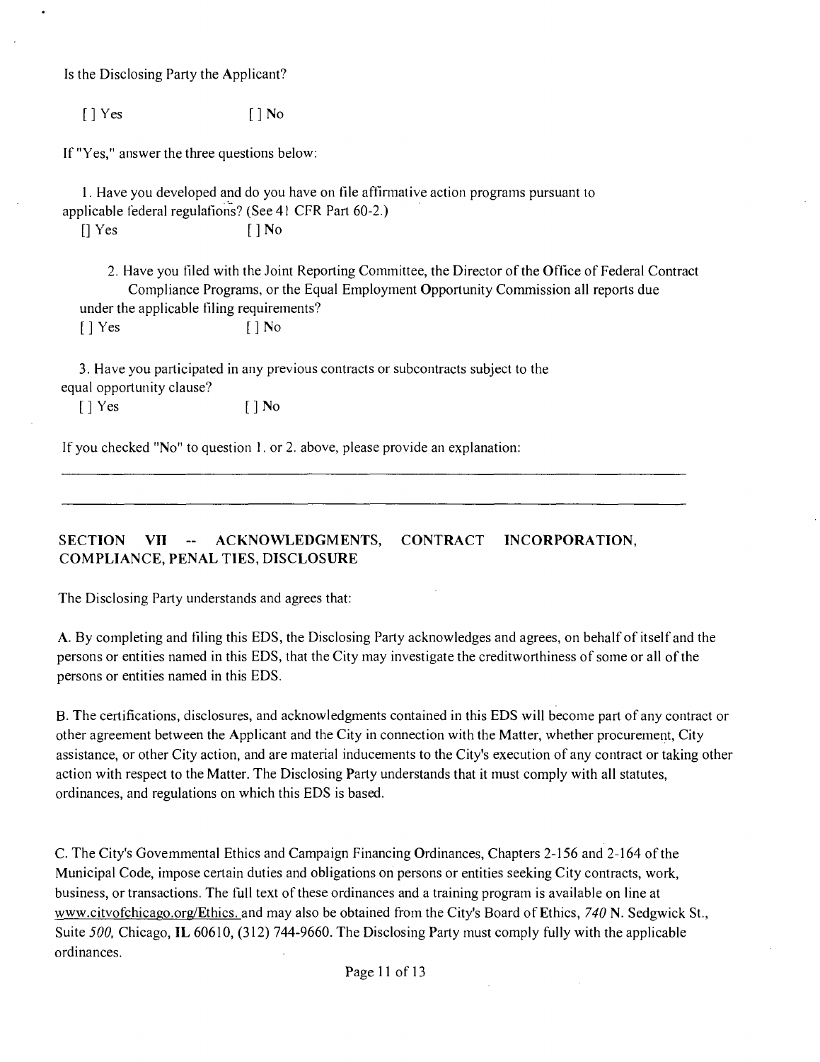Is the Disclosing Party the Applicant?

[ ] Yes [ ] No

If "Yes," answer the three questions below:

1. Have you developed and do you have on file affirmative action programs pursuant to applicable federal regulations? (See 41 CFR Part 60-2.)

[] Yes [ ] No

2. Have you filed with the Joint Reporting Committee, the Director of the Office of Federal Contract Compliance Programs, or the Equal Employment Opportunity Commission all reports due under the applicable filing requirements?

[ ] Yes [ ] No

3. Have you participated in any previous contracts or subcontracts subject to the equal opportunity clause?

[ ] Yes [ ] No

If you checked "No" to question 1. or 2. above, please provide an explanation:

______________________________________________________________________________

______________________________________________________________________________

## SECTION VII -- ACKNOWLEDGMENTS, CONTRACT INCORPORATION, COMPLIANCE, PENAL TIES, DISCLOSURE

The Disclosing Party understands and agrees that:

A. By completing and filing this EDS, the Disclosing Party acknowledges and agrees, on behalf of itself and the persons or entities named in this EDS, that the City may investigate the creditworthiness of some or all of the persons or entities named in this EDS.

B. The certifications, disclosures, and acknowledgments contained in this EDS will become part of any contract or other agreement between the Applicant and the City in connection with the Matter, whether procurement, City assistance, or other City action, and are material inducements to the City's execution of any contract or taking other action with respect to the Matter. The Disclosing Party understands that it must comply with all statutes, ordinances, and regulations on which this EDS is based.

C. The City's Govemmental Ethics and Campaign Financing Ordinances, Chapters 2-156 and 2-164 of the Municipal Code, impose certain duties and obligations on persons or entities seeking City contracts, work, business, or transactions. The full text of these ordinances and a training program is available on line at www.citvofchicago.org/Ethics. and may also be obtained from the City's Board of Ethics, 740 N. Sedgwick St., Suite 500, Chicago, IL 60610, (312) 744-9660. The Disclosing Party must comply fully with the applicable ordinances.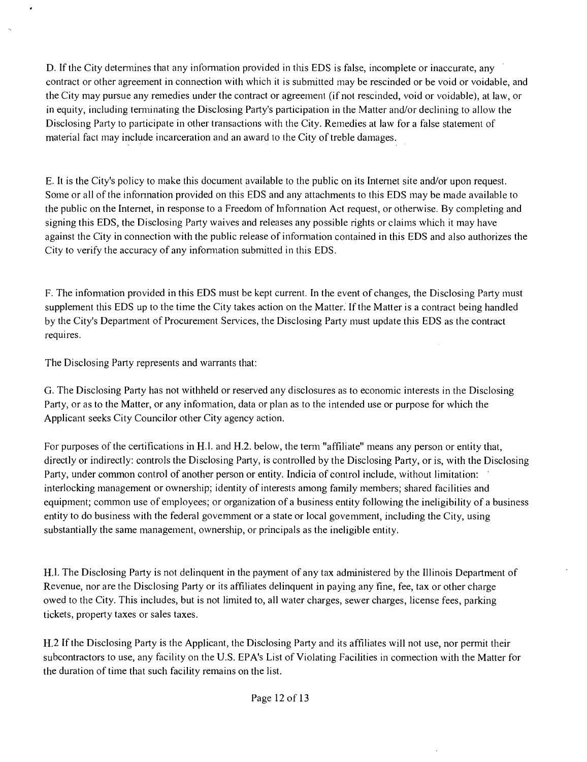D. If the City determines that any information provided in this EDS is false, incomplete or inaccurate, any contract or other agreement in connection with which it is submitted may be rescinded or be void or voidable, and the City may pursue any remedies under the contract or agreement (if not rescinded, void or voidable), at law, or in equity, including terminating the Disclosing Party's participation in the Matter and/or declining to allow the Disclosing Party to participate in other transactions with the City. Remedies at law for a false statement of material fact may include incarceration and an award to the City of treble damages.

E. It is the City's policy to make this document available to the public on its Internet site and/or upon request. Some or all of the infonnation provided on this EDS and any attachments to this EDS may be made available to the public on the Internet, in response to a Freedom of hiformation Act request, or otherwise. By completing and signing this EDS, the Disclosing Party waives and releases any possible rights or claims which it may have against the City in connection with the public release of information contained in this EDS and also authorizes the City to verify the accuracy of any information submitted in this EDS.

F. The infomation provided in this EDS must be kept current. In the event of changes, the Disclosing Party must supplement this EDS up to the time the City takes action on the Matter. If the Matter is a contract being handled by the City's Department of Procurement Services, the Disclosing Party must update this EDS as the contract requires.

The Disclosing Party represents and warrants that:

G. The Disclosing Party has not withheld or reserved any disclosures as to economic interests in the Disclosing Party, or as to the Matter, or any infomation, data or plan as to the intended use or purpose for which the Applicant seeks City Councilor other City agency action.

For purposes of the certifications in H.l. and H.2. below, the term "affiliate" means any person or entity that, directly or indirectly: controls the Disclosing Party, is controlled by the Disclosing Party, or is, with the Disclosing Party, under common control of another person or entity. Indicia of control include, without limitation: interlocking management or ownership; identity of interests among family members; shared facilities and equipment; common use of employees; or organization of a business entity following the ineligibility of a business entity to do business with the federal govemment or a state or local govemment, including the City, using substantially the same management, ownership, or principals as the ineligible entity.

H.l. The Disclosing Party is not delinquent in the payment of any tax administered by the Illinois Department of Revenue, nor are the Disclosing Party or its affiliates delinquent in paying any fine, fee, tax or other charge owed to the City. This includes, but is not limited to, all water charges, sewer charges, license fees, parking tickets, property taxes or sales taxes.

H.2 If the Disclosing Party is the Applicant, the Disclosing Party and its affiliates will not use, nor permit their subcontractors to use, any facility on the U.S. EPA's List of Violating Facilities in cormection with the Matter for the duration of time that such facility remains on the list.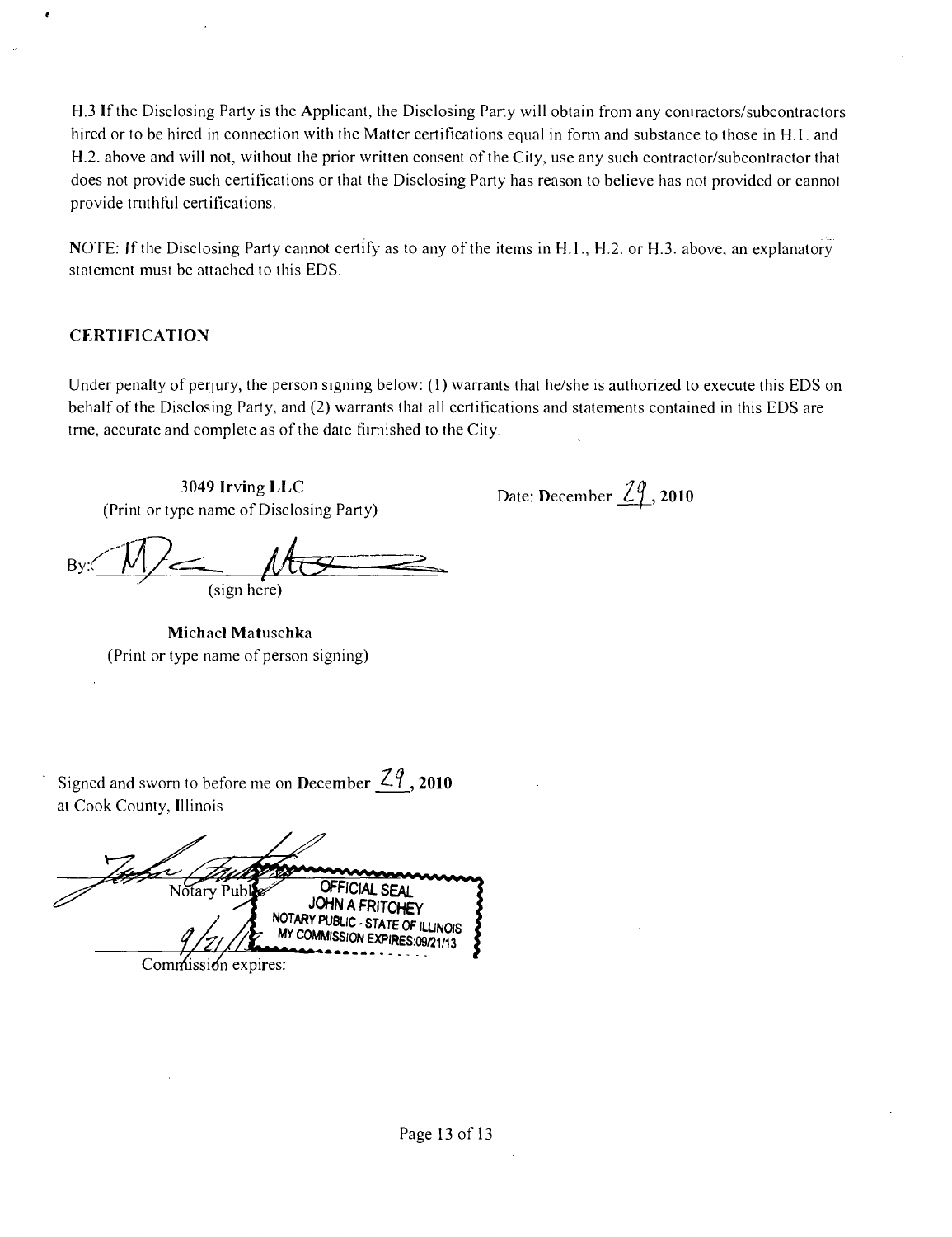H.3 If the Disclosing Party is the Applicant, the Disclosing Party will obtain from any contractors/subcontractors hired or to be hired in connection with the Matter certifications equal in form and substance to those in H.1. and H.2. above and will not, without the prior written consent of the City, use any such contractor/subcontractor that does not provide such certifications or that the Disclosing Party has reason to believe has not provided or cannot provide truthful certifications.

NOTE: If the Disclosing Party cannot certify as to any of the items in H.1., H.2. or H.3. above, an explanatory statement must be attached to this EDS.

## CERTIFICATION

Under penalty of perjury, the person signing below: (1) warrants that he/she is authorized to execute this EDS on behalf of the Disclosing Party, and (2) warrants that all certifications and statements contained in this EDS are true, accurate and complete as of the date furnished to the City.

**3049 Irving LLC**
(Print or type name of Disclosing Party)

Date: **December** 29**, 2010**

By: ______________________
(sign here)

**Michael Matuschka**
(Print or type name of person signing)

Signed and sworn to before me on **December** 29**, 2010**
at Cook County, Illinois

______________________ Notary Public

OFFICIAL SEAL
JOHN A FRITCHEY
NOTARY PUBLIC - STATE OF ILLINOIS
MY COMMISSION EXPIRES:09/21/13

9/21/13
Commission expires: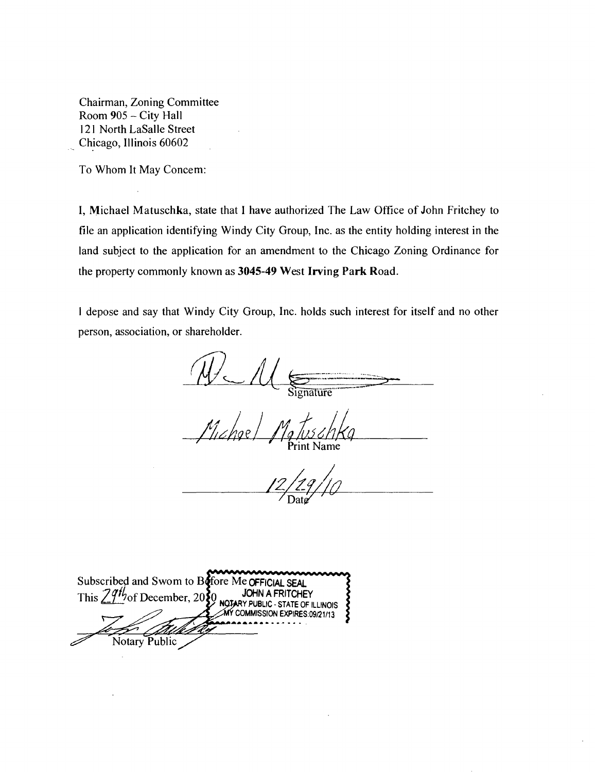Chairman, Zoning Committee
Room 905 – City Hall
121 North LaSalle Street
Chicago, Illinois 60602

To Whom It May Concem:

I, Michael Matuschka, state that I have authorized The Law Office of John Fritchey to file an application identifying Windy City Group, Inc. as the entity holding interest in the land subject to the application for an amendment to the Chicago Zoning Ordinance for the property commonly known as **3045-49** West **Irving Park** Road.

I depose and say that Windy City Group, Inc. holds such interest for itself and no other person, association, or shareholder.

Signature

Michael Matuschka
Print Name

12/29/10
Date

Subscribed and Swom to Before Me
This 29th of December, 2010

Notary Public

OFFICIAL SEAL
JOHN A FRITCHEY
NOTARY PUBLIC - STATE OF ILLINOIS
MY COMMISSION EXPIRES:09/21/13